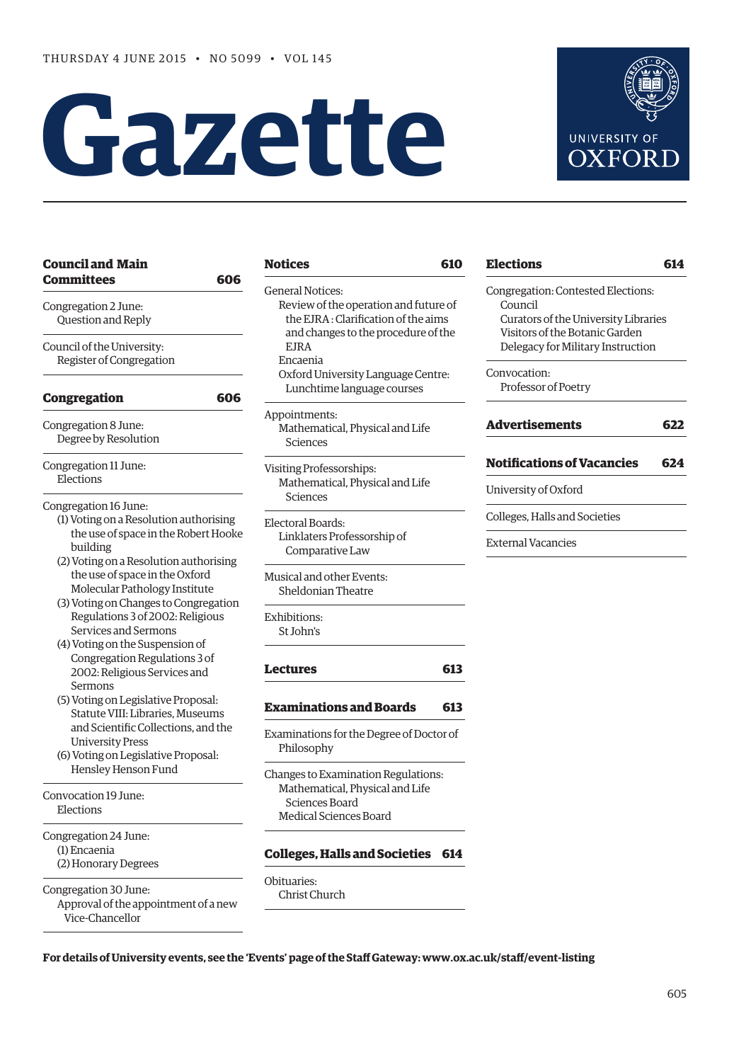THURSDAY 4 JUNE 2015 • NO 5099 • VOL 145

# Gazette

UNIVERSITY OF OXFORD

## Council and Main Committees 606

Congregation 2 June:
- Question and Reply

Council of the University:
- Register of Congregation

## Congregation 606

Congregation 8 June:
- Degree by Resolution

Congregation 11 June:
- Elections

Congregation 16 June:
- (1) Voting on a Resolution authorising the use of space in the Robert Hooke building
- (2) Voting on a Resolution authorising the use of space in the Oxford Molecular Pathology Institute
- (3) Voting on Changes to Congregation Regulations 3 of 2002: Religious Services and Sermons
- (4) Voting on the Suspension of Congregation Regulations 3 of 2002: Religious Services and Sermons
- (5) Voting on Legislative Proposal: Statute VIII: Libraries, Museums and Scientific Collections, and the University Press
- (6) Voting on Legislative Proposal: Hensley Henson Fund

Convocation 19 June:
- Elections

Congregation 24 June:
- (1) Encaenia
- (2) Honorary Degrees

Congregation 30 June:
- Approval of the appointment of a new Vice-Chancellor

## Notices 610

General Notices:
- Review of the operation and future of the EJRA : Clarification of the aims and changes to the procedure of the EJRA
- Encaenia
- Oxford University Language Centre: Lunchtime language courses

Appointments:
- Mathematical, Physical and Life Sciences

Visiting Professorships:
- Mathematical, Physical and Life Sciences

Electoral Boards:
- Linklaters Professorship of Comparative Law

Musical and other Events:
- Sheldonian Theatre

Exhibitions:
- St John's

## Lectures 613

## Examinations and Boards 613

Examinations for the Degree of Doctor of Philosophy

Changes to Examination Regulations:
- Mathematical, Physical and Life Sciences Board
- Medical Sciences Board

## Colleges, Halls and Societies 614

Obituaries:
- Christ Church

## Elections 614

Congregation: Contested Elections:
- Council
- Curators of the University Libraries
- Visitors of the Botanic Garden
- Delegacy for Military Instruction

Convocation:
- Professor of Poetry

## Advertisements 622

## Notifications of Vacancies 624

University of Oxford

Colleges, Halls and Societies

External Vacancies

**For details of University events, see the 'Events' page of the Staff Gateway: www.ox.ac.uk/staff/event-listing**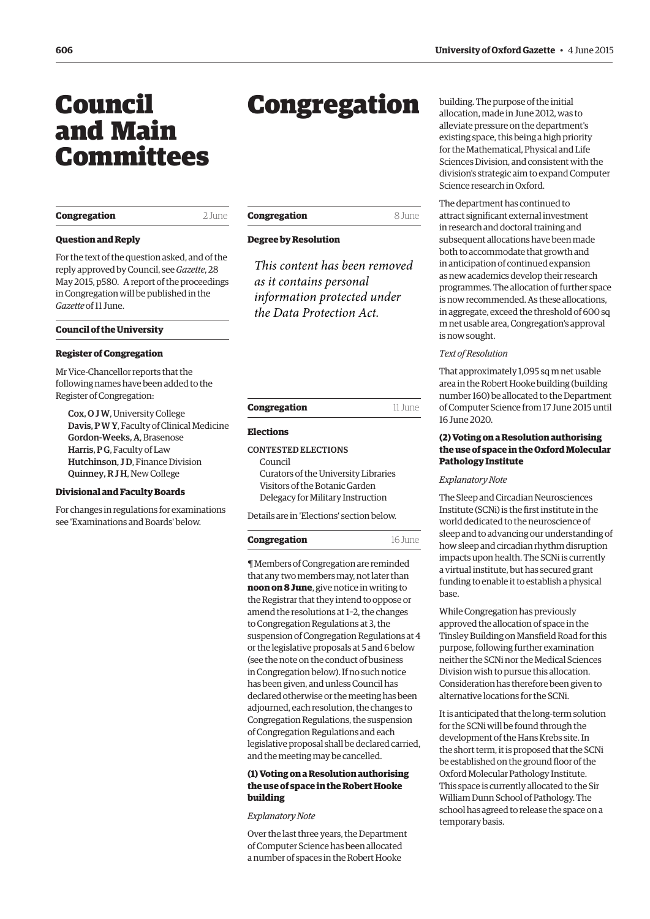# Council and Main Committees

**Congregation** 2 June

**Question and Reply**

For the text of the question asked, and of the reply approved by Council, see *Gazette*, 28 May 2015, p580. A report of the proceedings in Congregation will be published in the *Gazette* of 11 June.

**Council of the University**

**Register of Congregation**

Mr Vice-Chancellor reports that the following names have been added to the Register of Congregation:

Cox, O J W, University College
Davis, P W Y, Faculty of Clinical Medicine
Gordon-Weeks, A, Brasenose
Harris, P G, Faculty of Law
Hutchinson, J D, Finance Division
Quinney, R J H, New College

**Divisional and Faculty Boards**

For changes in regulations for examinations see 'Examinations and Boards' below.

# Congregation

**Congregation** 8 June

**Degree by Resolution**

*This content has been removed as it contains personal information protected under the Data Protection Act.*

**Congregation** 11 June

**Elections**

CONTESTED ELECTIONS
Council
Curators of the University Libraries
Visitors of the Botanic Garden
Delegacy for Military Instruction

Details are in 'Elections' section below.

**Congregation** 16 June

¶ Members of Congregation are reminded that any two members may, not later than **noon on 8 June**, give notice in writing to the Registrar that they intend to oppose or amend the resolutions at 1–2, the changes to Congregation Regulations at 3, the suspension of Congregation Regulations at 4 or the legislative proposals at 5 and 6 below (see the note on the conduct of business in Congregation below). If no such notice has been given, and unless Council has declared otherwise or the meeting has been adjourned, each resolution, the changes to Congregation Regulations, the suspension of Congregation Regulations and each legislative proposal shall be declared carried, and the meeting may be cancelled.

**(1) Voting on a Resolution authorising the use of space in the Robert Hooke building**

*Explanatory Note*

Over the last three years, the Department of Computer Science has been allocated a number of spaces in the Robert Hooke building. The purpose of the initial allocation, made in June 2012, was to alleviate pressure on the department's existing space, this being a high priority for the Mathematical, Physical and Life Sciences Division, and consistent with the division's strategic aim to expand Computer Science research in Oxford.

The department has continued to attract significant external investment in research and doctoral training and subsequent allocations have been made both to accommodate that growth and in anticipation of continued expansion as new academics develop their research programmes. The allocation of further space is now recommended. As these allocations, in aggregate, exceed the threshold of 600 sq m net usable area, Congregation's approval is now sought.

*Text of Resolution*

That approximately 1,095 sq m net usable area in the Robert Hooke building (building number 160) be allocated to the Department of Computer Science from 17 June 2015 until 16 June 2020.

**(2) Voting on a Resolution authorising the use of space in the Oxford Molecular Pathology Institute**

*Explanatory Note*

The Sleep and Circadian Neurosciences Institute (SCNi) is the first institute in the world dedicated to the neuroscience of sleep and to advancing our understanding of how sleep and circadian rhythm disruption impacts upon health. The SCNi is currently a virtual institute, but has secured grant funding to enable it to establish a physical base.

While Congregation has previously approved the allocation of space in the Tinsley Building on Mansfield Road for this purpose, following further examination neither the SCNi nor the Medical Sciences Division wish to pursue this allocation. Consideration has therefore been given to alternative locations for the SCNi.

It is anticipated that the long-term solution for the SCNi will be found through the development of the Hans Krebs site. In the short term, it is proposed that the SCNi be established on the ground floor of the Oxford Molecular Pathology Institute. This space is currently allocated to the Sir William Dunn School of Pathology. The school has agreed to release the space on a temporary basis.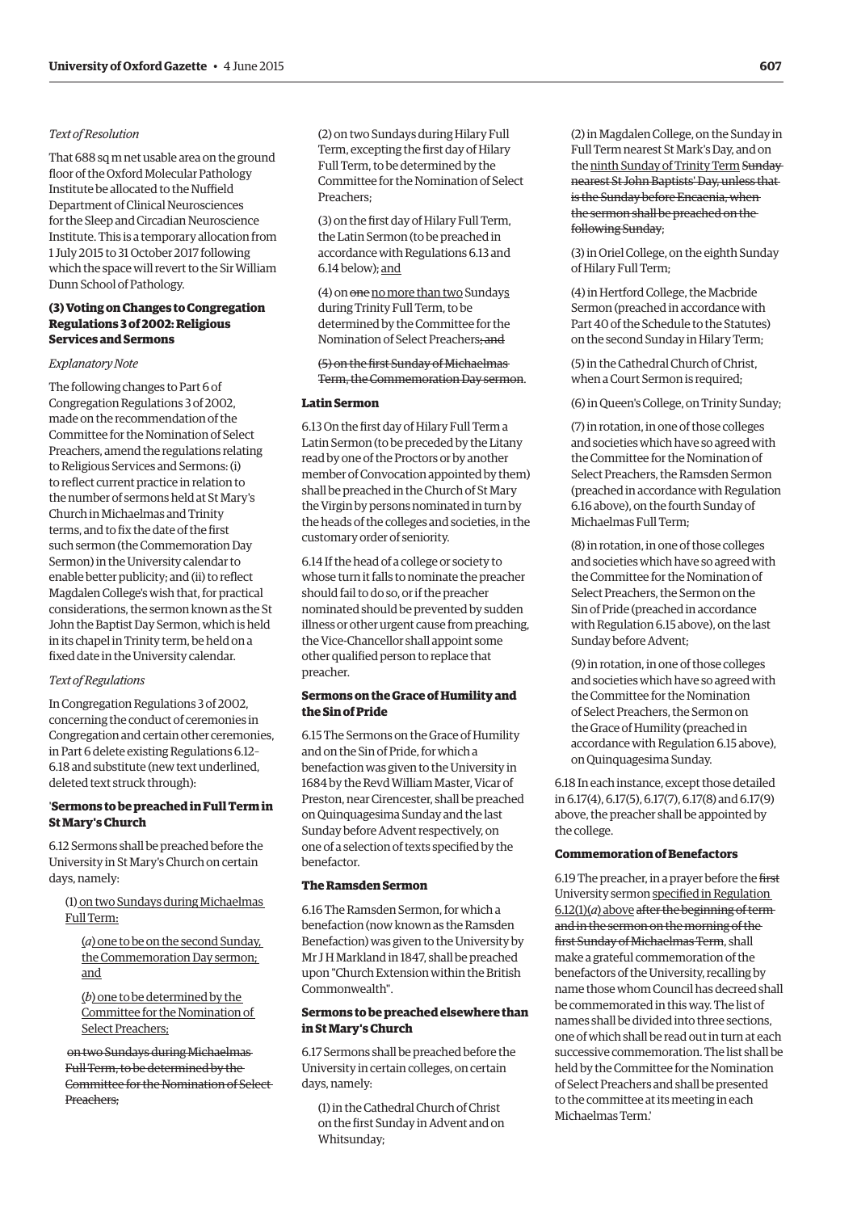*Text of Resolution*

That 688 sq m net usable area on the ground floor of the Oxford Molecular Pathology Institute be allocated to the Nuffield Department of Clinical Neurosciences for the Sleep and Circadian Neuroscience Institute. This is a temporary allocation from 1 July 2015 to 31 October 2017 following which the space will revert to the Sir William Dunn School of Pathology.

### (3) Voting on Changes to Congregation Regulations 3 of 2002: Religious Services and Sermons

*Explanatory Note*

The following changes to Part 6 of Congregation Regulations 3 of 2002, made on the recommendation of the Committee for the Nomination of Select Preachers, amend the regulations relating to Religious Services and Sermons: (i) to reflect current practice in relation to the number of sermons held at St Mary's Church in Michaelmas and Trinity terms, and to fix the date of the first such sermon (the Commemoration Day Sermon) in the University calendar to enable better publicity; and (ii) to reflect Magdalen College's wish that, for practical considerations, the sermon known as the St John the Baptist Day Sermon, which is held in its chapel in Trinity term, be held on a fixed date in the University calendar.

*Text of Regulations*

In Congregation Regulations 3 of 2002, concerning the conduct of ceremonies in Congregation and certain other ceremonies, in Part 6 delete existing Regulations 6.12–6.18 and substitute (new text underlined, deleted text struck through):

'**Sermons to be preached in Full Term in St Mary's Church**

6.12 Sermons shall be preached before the University in St Mary's Church on certain days, namely:

(1) <u>on two Sundays during Michaelmas Full Term:</u>

(*a*) <u>one to be on the second Sunday, the Commemoration Day sermon; and</u>

(*b*) <u>one to be determined by the Committee for the Nomination of Select Preachers;</u>

~~on two Sundays during Michaelmas Full Term, to be determined by the Committee for the Nomination of Select Preachers;~~

(2) on two Sundays during Hilary Full Term, excepting the first day of Hilary Full Term, to be determined by the Committee for the Nomination of Select Preachers;

(3) on the first day of Hilary Full Term, the Latin Sermon (to be preached in accordance with Regulations 6.13 and 6.14 below); <u>and</u>

(4) on ~~one~~ <u>no more than two</u> Sunday<u>s</u> during Trinity Full Term, to be determined by the Committee for the Nomination of Select Preachers~~; and~~

~~(5) on the first Sunday of Michaelmas Term, the Commemoration Day sermon~~.

**Latin Sermon**

6.13 On the first day of Hilary Full Term a Latin Sermon (to be preceded by the Litany read by one of the Proctors or by another member of Convocation appointed by them) shall be preached in the Church of St Mary the Virgin by persons nominated in turn by the heads of the colleges and societies, in the customary order of seniority.

6.14 If the head of a college or society to whose turn it falls to nominate the preacher should fail to do so, or if the preacher nominated should be prevented by sudden illness or other urgent cause from preaching, the Vice-Chancellor shall appoint some other qualified person to replace that preacher.

**Sermons on the Grace of Humility and the Sin of Pride**

6.15 The Sermons on the Grace of Humility and on the Sin of Pride, for which a benefaction was given to the University in 1684 by the Revd William Master, Vicar of Preston, near Cirencester, shall be preached on Quinquagesima Sunday and the last Sunday before Advent respectively, on one of a selection of texts specified by the benefactor.

**The Ramsden Sermon**

6.16 The Ramsden Sermon, for which a benefaction (now known as the Ramsden Benefaction) was given to the University by Mr J H Markland in 1847, shall be preached upon "Church Extension within the British Commonwealth".

**Sermons to be preached elsewhere than in St Mary's Church**

6.17 Sermons shall be preached before the University in certain colleges, on certain days, namely:

(1) in the Cathedral Church of Christ on the first Sunday in Advent and on Whitsunday;

(2) in Magdalen College, on the Sunday in Full Term nearest St Mark's Day, and on the <u>ninth Sunday of Trinity Term</u> ~~Sunday nearest St John Baptists' Day, unless that is the Sunday before Encaenia, when the sermon shall be preached on the following Sunday~~;

(3) in Oriel College, on the eighth Sunday of Hilary Full Term;

(4) in Hertford College, the Macbride Sermon (preached in accordance with Part 40 of the Schedule to the Statutes) on the second Sunday in Hilary Term;

(5) in the Cathedral Church of Christ, when a Court Sermon is required;

(6) in Queen's College, on Trinity Sunday;

(7) in rotation, in one of those colleges and societies which have so agreed with the Committee for the Nomination of Select Preachers, the Ramsden Sermon (preached in accordance with Regulation 6.16 above), on the fourth Sunday of Michaelmas Full Term;

(8) in rotation, in one of those colleges and societies which have so agreed with the Committee for the Nomination of Select Preachers, the Sermon on the Sin of Pride (preached in accordance with Regulation 6.15 above), on the last Sunday before Advent;

(9) in rotation, in one of those colleges and societies which have so agreed with the Committee for the Nomination of Select Preachers, the Sermon on the Grace of Humility (preached in accordance with Regulation 6.15 above), on Quinquagesima Sunday.

6.18 In each instance, except those detailed in 6.17(4), 6.17(5), 6.17(7), 6.17(8) and 6.17(9) above, the preacher shall be appointed by the college.

**Commemoration of Benefactors**

6.19 The preacher, in a prayer before the ~~first~~ University sermon <u>specified in Regulation 6.12(1)(*a*) above</u> ~~after the beginning of term and in the sermon on the morning of the first Sunday of Michaelmas Term~~, shall make a grateful commemoration of the benefactors of the University, recalling by name those whom Council has decreed shall be commemorated in this way. The list of names shall be divided into three sections, one of which shall be read out in turn at each successive commemoration. The list shall be held by the Committee for the Nomination of Select Preachers and shall be presented to the committee at its meeting in each Michaelmas Term.'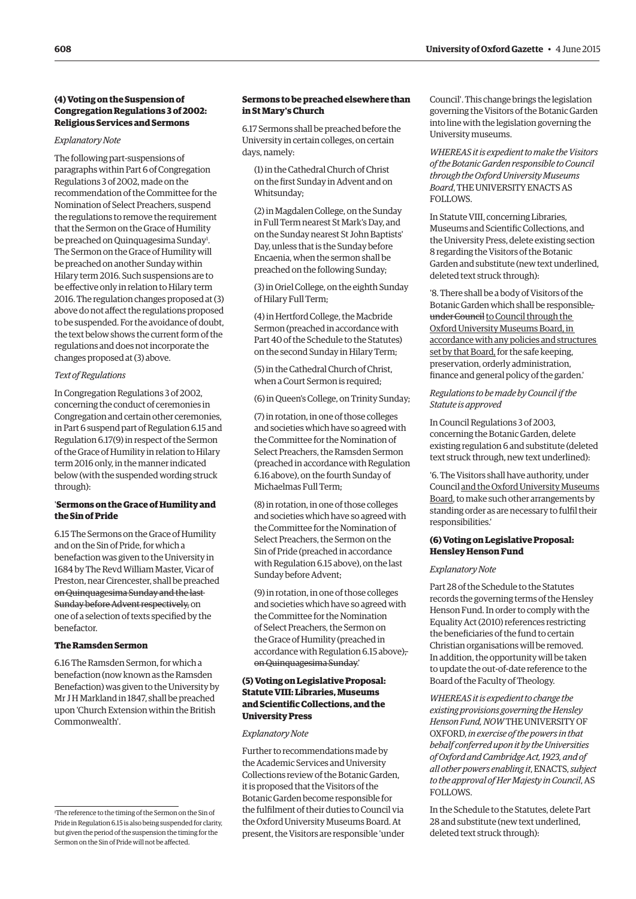### (4) Voting on the Suspension of Congregation Regulations 3 of 2002: Religious Services and Sermons

*Explanatory Note*

The following part-suspensions of paragraphs within Part 6 of Congregation Regulations 3 of 2002, made on the recommendation of the Committee for the Nomination of Select Preachers, suspend the regulations to remove the requirement that the Sermon on the Grace of Humility be preached on Quinquagesima Sunday[1]. The Sermon on the Grace of Humility will be preached on another Sunday within Hilary term 2016. Such suspensions are to be effective only in relation to Hilary term 2016. The regulation changes proposed at (3) above do not affect the regulations proposed to be suspended. For the avoidance of doubt, the text below shows the current form of the regulations and does not incorporate the changes proposed at (3) above.

*Text of Regulations*

In Congregation Regulations 3 of 2002, concerning the conduct of ceremonies in Congregation and certain other ceremonies, in Part 6 suspend part of Regulation 6.15 and Regulation 6.17(9) in respect of the Sermon of the Grace of Humility in relation to Hilary term 2016 only, in the manner indicated below (with the suspended wording struck through):

'**Sermons on the Grace of Humility and the Sin of Pride**

6.15 The Sermons on the Grace of Humility and on the Sin of Pride, for which a benefaction was given to the University in 1684 by The Revd William Master, Vicar of Preston, near Cirencester, shall be preached ~~on Quinquagesima Sunday and the last Sunday before Advent respectively,~~ on one of a selection of texts specified by the benefactor.

**The Ramsden Sermon**

6.16 The Ramsden Sermon, for which a benefaction (now known as the Ramsden Benefaction) was given to the University by Mr J H Markland in 1847, shall be preached upon 'Church Extension within the British Commonwealth'.

**Sermons to be preached elsewhere than in St Mary's Church**

6.17 Sermons shall be preached before the University in certain colleges, on certain days, namely:

(1) in the Cathedral Church of Christ on the first Sunday in Advent and on Whitsunday;

(2) in Magdalen College, on the Sunday in Full Term nearest St Mark's Day, and on the Sunday nearest St John Baptists' Day, unless that is the Sunday before Encaenia, when the sermon shall be preached on the following Sunday;

(3) in Oriel College, on the eighth Sunday of Hilary Full Term;

(4) in Hertford College, the Macbride Sermon (preached in accordance with Part 40 of the Schedule to the Statutes) on the second Sunday in Hilary Term;

(5) in the Cathedral Church of Christ, when a Court Sermon is required;

(6) in Queen's College, on Trinity Sunday;

(7) in rotation, in one of those colleges and societies which have so agreed with the Committee for the Nomination of Select Preachers, the Ramsden Sermon (preached in accordance with Regulation 6.16 above), on the fourth Sunday of Michaelmas Full Term;

(8) in rotation, in one of those colleges and societies which have so agreed with the Committee for the Nomination of Select Preachers, the Sermon on the Sin of Pride (preached in accordance with Regulation 6.15 above), on the last Sunday before Advent;

(9) in rotation, in one of those colleges and societies which have so agreed with the Committee for the Nomination of Select Preachers, the Sermon on the Grace of Humility (preached in accordance with Regulation 6.15 above)~~, on Quinquagesima Sunday~~.'

### (5) Voting on Legislative Proposal: Statute VIII: Libraries, Museums and Scientific Collections, and the University Press

*Explanatory Note*

Further to recommendations made by the Academic Services and University Collections review of the Botanic Garden, it is proposed that the Visitors of the Botanic Garden become responsible for the fulfilment of their duties to Council via the Oxford University Museums Board. At present, the Visitors are responsible 'under Council'. This change brings the legislation governing the Visitors of the Botanic Garden into line with the legislation governing the University museums.

*WHEREAS it is expedient to make the Visitors of the Botanic Garden responsible to Council through the Oxford University Museums Board*, THE UNIVERSITY ENACTS AS FOLLOWS.

In Statute VIII, concerning Libraries, Museums and Scientific Collections, and the University Press, delete existing section 8 regarding the Visitors of the Botanic Garden and substitute (new text underlined, deleted text struck through):

'8. There shall be a body of Visitors of the Botanic Garden which shall be responsible~~, under Council~~ <u>to Council through the Oxford University Museums Board, in accordance with any policies and structures set by that Board,</u> for the safe keeping, preservation, orderly administration, finance and general policy of the garden.'

*Regulations to be made by Council if the Statute is approved*

In Council Regulations 3 of 2003, concerning the Botanic Garden, delete existing regulation 6 and substitute (deleted text struck through, new text underlined):

'6. The Visitors shall have authority, under Council <u>and the Oxford University Museums Board</u>, to make such other arrangements by standing order as are necessary to fulfil their responsibilities.'

### (6) Voting on Legislative Proposal: Hensley Henson Fund

*Explanatory Note*

Part 28 of the Schedule to the Statutes records the governing terms of the Hensley Henson Fund. In order to comply with the Equality Act (2010) references restricting the beneficiaries of the fund to certain Christian organisations will be removed. In addition, the opportunity will be taken to update the out-of-date reference to the Board of the Faculty of Theology.

*WHEREAS it is expedient to change the existing provisions governing the Hensley Henson Fund, NOW* THE UNIVERSITY OF OXFORD, *in exercise of the powers in that behalf conferred upon it by the Universities of Oxford and Cambridge Act, 1923, and of all other powers enabling it*, ENACTS, *subject to the approval of Her Majesty in Council*, AS FOLLOWS.

In the Schedule to the Statutes, delete Part 28 and substitute (new text underlined, deleted text struck through):

[1] The reference to the timing of the Sermon on the Sin of Pride in Regulation 6.15 is also being suspended for clarity, but given the period of the suspension the timing for the Sermon on the Sin of Pride will not be affected.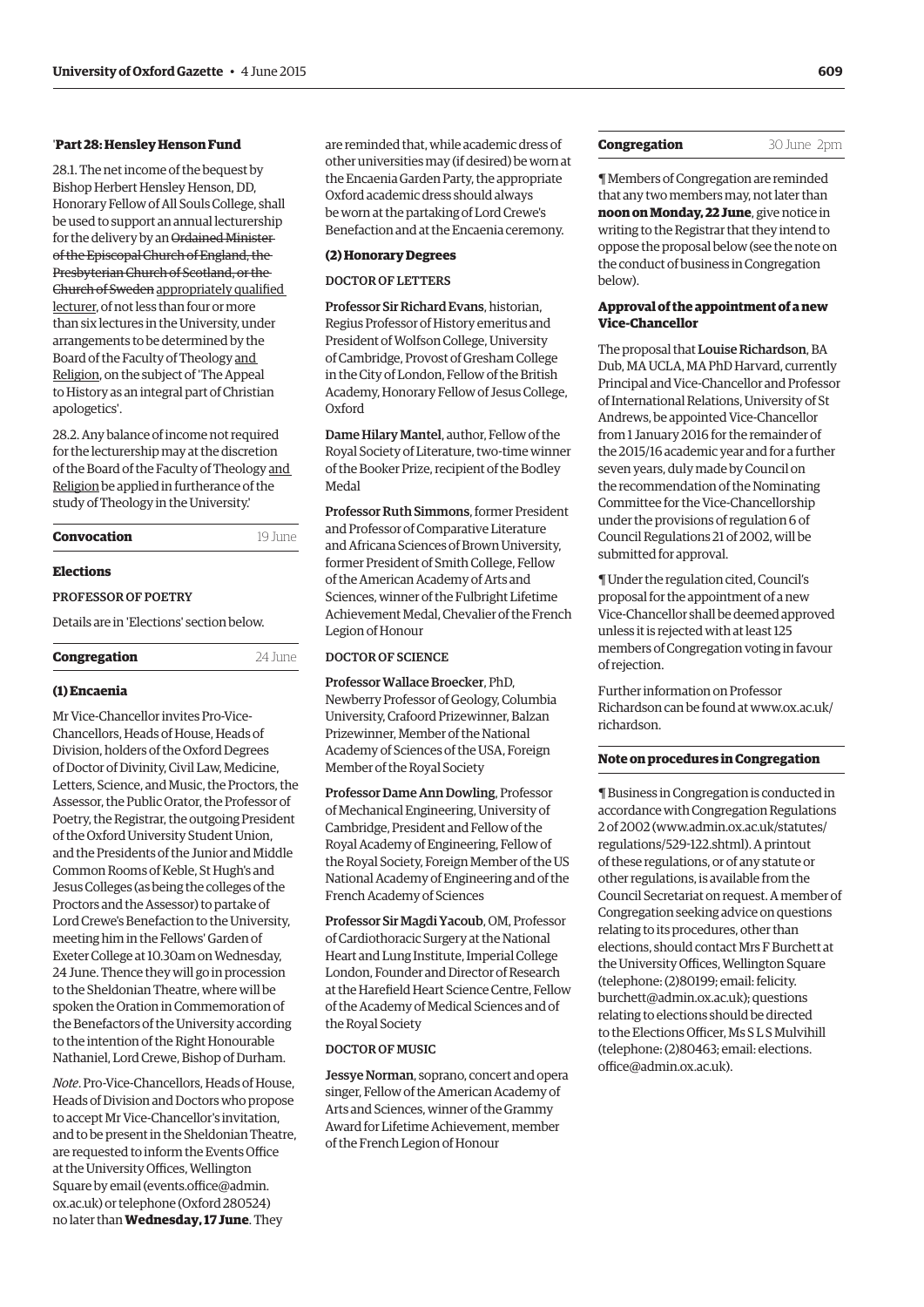'**Part 28: Hensley Henson Fund**

28.1. The net income of the bequest by Bishop Herbert Hensley Henson, DD, Honorary Fellow of All Souls College, shall be used to support an annual lecturership for the delivery by an ~~Ordained Minister of the Episcopal Church of England, the Presbyterian Church of Scotland, or the Church of Sweden~~ <u>appropriately qualified lecturer</u>, of not less than four or more than six lectures in the University, under arrangements to be determined by the Board of the Faculty of Theology <u>and Religion</u>, on the subject of 'The Appeal to History as an integral part of Christian apologetics'.

28.2. Any balance of income not required for the lecturership may at the discretion of the Board of the Faculty of Theology <u>and Religion</u> be applied in furtherance of the study of Theology in the University.'

## Convocation — 19 June

### Elections

PROFESSOR OF POETRY

Details are in 'Elections' section below.

## Congregation — 24 June

### (1) Encaenia

Mr Vice-Chancellor invites Pro-Vice-Chancellors, Heads of House, Heads of Division, holders of the Oxford Degrees of Doctor of Divinity, Civil Law, Medicine, Letters, Science, and Music, the Proctors, the Assessor, the Public Orator, the Professor of Poetry, the Registrar, the outgoing President of the Oxford University Student Union, and the Presidents of the Junior and Middle Common Rooms of Keble, St Hugh's and Jesus Colleges (as being the colleges of the Proctors and the Assessor) to partake of Lord Crewe's Benefaction to the University, meeting him in the Fellows' Garden of Exeter College at 10.30am on Wednesday, 24 June. Thence they will go in procession to the Sheldonian Theatre, where will be spoken the Oration in Commemoration of the Benefactors of the University according to the intention of the Right Honourable Nathaniel, Lord Crewe, Bishop of Durham.

*Note*. Pro-Vice-Chancellors, Heads of House, Heads of Division and Doctors who propose to accept Mr Vice-Chancellor's invitation, and to be present in the Sheldonian Theatre, are requested to inform the Events Office at the University Offices, Wellington Square by email (events.office@admin.ox.ac.uk) or telephone (Oxford 280524) no later than **Wednesday, 17 June**. They are reminded that, while academic dress of other universities may (if desired) be worn at the Encaenia Garden Party, the appropriate Oxford academic dress should always be worn at the partaking of Lord Crewe's Benefaction and at the Encaenia ceremony.

### (2) Honorary Degrees

DOCTOR OF LETTERS

Professor Sir Richard Evans, historian, Regius Professor of History emeritus and President of Wolfson College, University of Cambridge, Provost of Gresham College in the City of London, Fellow of the British Academy, Honorary Fellow of Jesus College, Oxford

Dame Hilary Mantel, author, Fellow of the Royal Society of Literature, two-time winner of the Booker Prize, recipient of the Bodley Medal

Professor Ruth Simmons, former President and Professor of Comparative Literature and Africana Sciences of Brown University, former President of Smith College, Fellow of the American Academy of Arts and Sciences, winner of the Fulbright Lifetime Achievement Medal, Chevalier of the French Legion of Honour

DOCTOR OF SCIENCE

Professor Wallace Broecker, PhD, Newberry Professor of Geology, Columbia University, Crafoord Prizewinner, Balzan Prizewinner, Member of the National Academy of Sciences of the USA, Foreign Member of the Royal Society

Professor Dame Ann Dowling, Professor of Mechanical Engineering, University of Cambridge, President and Fellow of the Royal Academy of Engineering, Fellow of the Royal Society, Foreign Member of the US National Academy of Engineering and of the French Academy of Sciences

Professor Sir Magdi Yacoub, OM, Professor of Cardiothoracic Surgery at the National Heart and Lung Institute, Imperial College London, Founder and Director of Research at the Harefield Heart Science Centre, Fellow of the Academy of Medical Sciences and of the Royal Society

DOCTOR OF MUSIC

Jessye Norman, soprano, concert and opera singer, Fellow of the American Academy of Arts and Sciences, winner of the Grammy Award for Lifetime Achievement, member of the French Legion of Honour

## Congregation — 30 June 2pm

¶ Members of Congregation are reminded that any two members may, not later than **noon on Monday, 22 June**, give notice in writing to the Registrar that they intend to oppose the proposal below (see the note on the conduct of business in Congregation below).

### Approval of the appointment of a new Vice-Chancellor

The proposal that **Louise Richardson**, BA Dub, MA UCLA, MA PhD Harvard, currently Principal and Vice-Chancellor and Professor of International Relations, University of St Andrews, be appointed Vice-Chancellor from 1 January 2016 for the remainder of the 2015/16 academic year and for a further seven years, duly made by Council on the recommendation of the Nominating Committee for the Vice-Chancellorship under the provisions of regulation 6 of Council Regulations 21 of 2002, will be submitted for approval.

¶ Under the regulation cited, Council's proposal for the appointment of a new Vice-Chancellor shall be deemed approved unless it is rejected with at least 125 members of Congregation voting in favour of rejection.

Further information on Professor Richardson can be found at www.ox.ac.uk/richardson.

### Note on procedures in Congregation

¶ Business in Congregation is conducted in accordance with Congregation Regulations 2 of 2002 (www.admin.ox.ac.uk/statutes/regulations/529-122.shtml). A printout of these regulations, or of any statute or other regulations, is available from the Council Secretariat on request. A member of Congregation seeking advice on questions relating to its procedures, other than elections, should contact Mrs F Burchett at the University Offices, Wellington Square (telephone: (2)80199; email: felicity.burchett@admin.ox.ac.uk); questions relating to elections should be directed to the Elections Officer, Ms S L S Mulvihill (telephone: (2)80463; email: elections.office@admin.ox.ac.uk).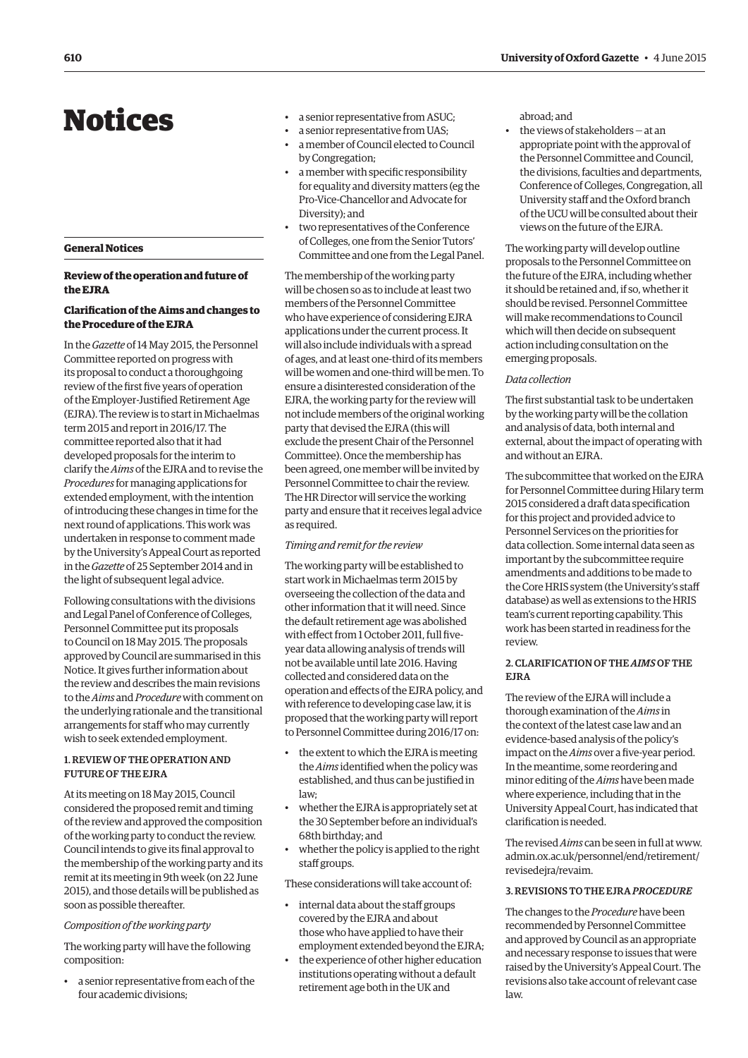# Notices

## General Notices

### Review of the operation and future of the EJRA

### Clarification of the Aims and changes to the Procedure of the EJRA

In the *Gazette* of 14 May 2015, the Personnel Committee reported on progress with its proposal to conduct a thoroughgoing review of the first five years of operation of the Employer-Justified Retirement Age (EJRA). The review is to start in Michaelmas term 2015 and report in 2016/17. The committee reported also that it had developed proposals for the interim to clarify the *Aims* of the EJRA and to revise the *Procedures* for managing applications for extended employment, with the intention of introducing these changes in time for the next round of applications. This work was undertaken in response to comment made by the University's Appeal Court as reported in the *Gazette* of 25 September 2014 and in the light of subsequent legal advice.

Following consultations with the divisions and Legal Panel of Conference of Colleges, Personnel Committee put its proposals to Council on 18 May 2015. The proposals approved by Council are summarised in this Notice. It gives further information about the review and describes the main revisions to the *Aims* and *Procedure* with comment on the underlying rationale and the transitional arrangements for staff who may currently wish to seek extended employment.

#### 1. REVIEW OF THE OPERATION AND FUTURE OF THE EJRA

At its meeting on 18 May 2015, Council considered the proposed remit and timing of the review and approved the composition of the working party to conduct the review. Council intends to give its final approval to the membership of the working party and its remit at its meeting in 9th week (on 22 June 2015), and those details will be published as soon as possible thereafter.

*Composition of the working party*

The working party will have the following composition:

- a senior representative from each of the four academic divisions;
- a senior representative from ASUC;
- a senior representative from UAS;
- a member of Council elected to Council by Congregation;
- a member with specific responsibility for equality and diversity matters (eg the Pro-Vice-Chancellor and Advocate for Diversity); and
- two representatives of the Conference of Colleges, one from the Senior Tutors' Committee and one from the Legal Panel.

The membership of the working party will be chosen so as to include at least two members of the Personnel Committee who have experience of considering EJRA applications under the current process. It will also include individuals with a spread of ages, and at least one-third of its members will be women and one-third will be men. To ensure a disinterested consideration of the EJRA, the working party for the review will not include members of the original working party that devised the EJRA (this will exclude the present Chair of the Personnel Committee). Once the membership has been agreed, one member will be invited by Personnel Committee to chair the review. The HR Director will service the working party and ensure that it receives legal advice as required.

*Timing and remit for the review*

The working party will be established to start work in Michaelmas term 2015 by overseeing the collection of the data and other information that it will need. Since the default retirement age was abolished with effect from 1 October 2011, full five-year data allowing analysis of trends will not be available until late 2016. Having collected and considered data on the operation and effects of the EJRA policy, and with reference to developing case law, it is proposed that the working party will report to Personnel Committee during 2016/17 on:

- the extent to which the EJRA is meeting the *Aims* identified when the policy was established, and thus can be justified in law;
- whether the EJRA is appropriately set at the 30 September before an individual's 68th birthday; and
- whether the policy is applied to the right staff groups.

These considerations will take account of:

- internal data about the staff groups covered by the EJRA and about those who have applied to have their employment extended beyond the EJRA;
- the experience of other higher education institutions operating without a default retirement age both in the UK and abroad; and
- the views of stakeholders – at an appropriate point with the approval of the Personnel Committee and Council, the divisions, faculties and departments, Conference of Colleges, Congregation, all University staff and the Oxford branch of the UCU will be consulted about their views on the future of the EJRA.

The working party will develop outline proposals to the Personnel Committee on the future of the EJRA, including whether it should be retained and, if so, whether it should be revised. Personnel Committee will make recommendations to Council which will then decide on subsequent action including consultation on the emerging proposals.

*Data collection*

The first substantial task to be undertaken by the working party will be the collation and analysis of data, both internal and external, about the impact of operating with and without an EJRA.

The subcommittee that worked on the EJRA for Personnel Committee during Hilary term 2015 considered a draft data specification for this project and provided advice to Personnel Services on the priorities for data collection. Some internal data seen as important by the subcommittee require amendments and additions to be made to the Core HRIS system (the University's staff database) as well as extensions to the HRIS team's current reporting capability. This work has been started in readiness for the review.

#### 2. CLARIFICATION OF THE *AIMS* OF THE EJRA

The review of the EJRA will include a thorough examination of the *Aims* in the context of the latest case law and an evidence-based analysis of the policy's impact on the *Aims* over a five-year period. In the meantime, some reordering and minor editing of the *Aims* have been made where experience, including that in the University Appeal Court, has indicated that clarification is needed.

The revised *Aims* can be seen in full at www.admin.ox.ac.uk/personnel/end/retirement/revisedejra/revaim.

#### 3. REVISIONS TO THE EJRA *PROCEDURE*

The changes to the *Procedure* have been recommended by Personnel Committee and approved by Council as an appropriate and necessary response to issues that were raised by the University's Appeal Court. The revisions also take account of relevant case law.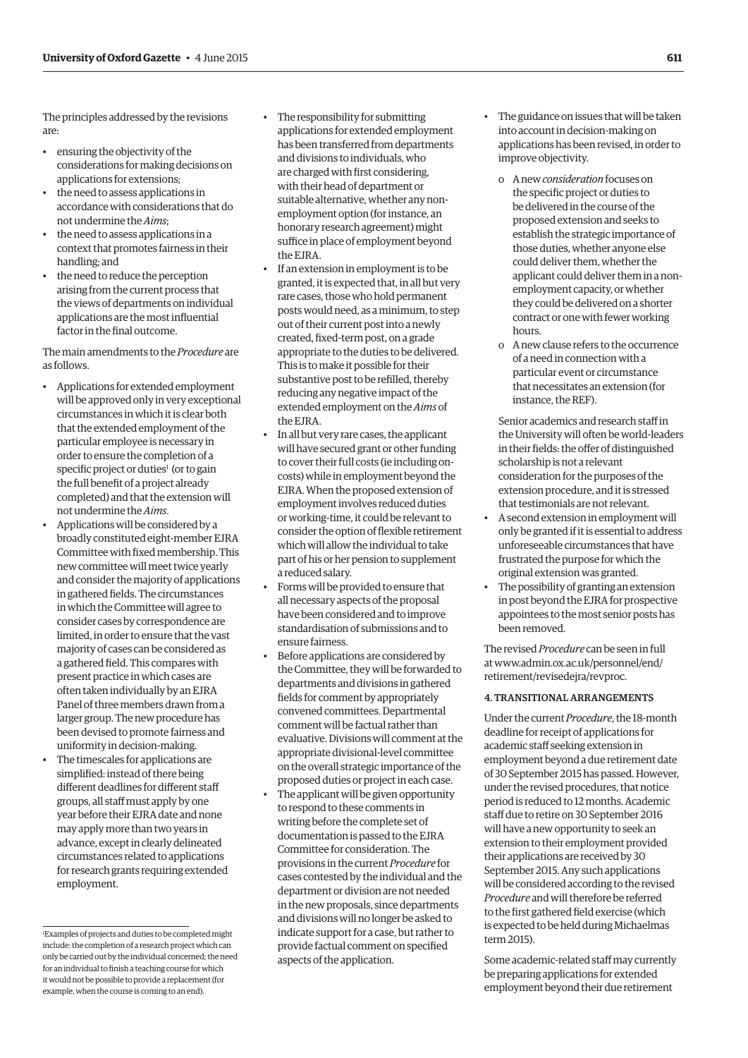The principles addressed by the revisions are:

- ensuring the objectivity of the considerations for making decisions on applications for extensions;
- the need to assess applications in accordance with considerations that do not undermine the *Aims*;
- the need to assess applications in a context that promotes fairness in their handling; and
- the need to reduce the perception arising from the current process that the views of departments on individual applications are the most influential factor in the final outcome.

The main amendments to the *Procedure* are as follows.

- Applications for extended employment will be approved only in very exceptional circumstances in which it is clear both that the extended employment of the particular employee is necessary in order to ensure the completion of a specific project or duties[1] (or to gain the full benefit of a project already completed) and that the extension will not undermine the *Aims*.
- Applications will be considered by a broadly constituted eight-member EJRA Committee with fixed membership. This new committee will meet twice yearly and consider the majority of applications in gathered fields. The circumstances in which the Committee will agree to consider cases by correspondence are limited, in order to ensure that the vast majority of cases can be considered as a gathered field. This compares with present practice in which cases are often taken individually by an EJRA Panel of three members drawn from a larger group. The new procedure has been devised to promote fairness and uniformity in decision-making.
- The timescales for applications are simplified: instead of there being different deadlines for different staff groups, all staff must apply by one year before their EJRA date and none may apply more than two years in advance, except in clearly delineated circumstances related to applications for research grants requiring extended employment.
- The responsibility for submitting applications for extended employment has been transferred from departments and divisions to individuals, who are charged with first considering, with their head of department or suitable alternative, whether any non-employment option (for instance, an honorary research agreement) might suffice in place of employment beyond the EJRA.
- If an extension in employment is to be granted, it is expected that, in all but very rare cases, those who hold permanent posts would need, as a minimum, to step out of their current post into a newly created, fixed-term post, on a grade appropriate to the duties to be delivered. This is to make it possible for their substantive post to be refilled, thereby reducing any negative impact of the extended employment on the *Aims* of the EJRA.
- In all but very rare cases, the applicant will have secured grant or other funding to cover their full costs (ie including on-costs) while in employment beyond the EJRA. When the proposed extension of employment involves reduced duties or working-time, it could be relevant to consider the option of flexible retirement which will allow the individual to take part of his or her pension to supplement a reduced salary.
- Forms will be provided to ensure that all necessary aspects of the proposal have been considered and to improve standardisation of submissions and to ensure fairness.
- Before applications are considered by the Committee, they will be forwarded to departments and divisions in gathered fields for comment by appropriately convened committees. Departmental comment will be factual rather than evaluative. Divisions will comment at the appropriate divisional-level committee on the overall strategic importance of the proposed duties or project in each case.
- The applicant will be given opportunity to respond to these comments in writing before the complete set of documentation is passed to the EJRA Committee for consideration. The provisions in the current *Procedure* for cases contested by the individual and the department or division are not needed in the new proposals, since departments and divisions will no longer be asked to indicate support for a case, but rather to provide factual comment on specified aspects of the application.
- The guidance on issues that will be taken into account in decision-making on applications has been revised, in order to improve objectivity.
    - o A new *consideration* focuses on the specific project or duties to be delivered in the course of the proposed extension and seeks to establish the strategic importance of those duties, whether anyone else could deliver them, whether the applicant could deliver them in a non-employment capacity, or whether they could be delivered on a shorter contract or one with fewer working hours.
    - o A new clause refers to the occurrence of a need in connection with a particular event or circumstance that necessitates an extension (for instance, the REF).

  Senior academics and research staff in the University will often be world-leaders in their fields: the offer of distinguished scholarship is not a relevant consideration for the purposes of the extension procedure, and it is stressed that testimonials are not relevant.
- A second extension in employment will only be granted if it is essential to address unforeseeable circumstances that have frustrated the purpose for which the original extension was granted.
- The possibility of granting an extension in post beyond the EJRA for prospective appointees to the most senior posts has been removed.

The revised *Procedure* can be seen in full at www.admin.ox.ac.uk/personnel/end/retirement/revisedejra/revproc.

### 4. TRANSITIONAL ARRANGEMENTS

Under the current *Procedure*, the 18-month deadline for receipt of applications for academic staff seeking extension in employment beyond a due retirement date of 30 September 2015 has passed. However, under the revised procedures, that notice period is reduced to 12 months. Academic staff due to retire on 30 September 2016 will have a new opportunity to seek an extension to their employment provided their applications are received by 30 September 2015. Any such applications will be considered according to the revised *Procedure* and will therefore be referred to the first gathered field exercise (which is expected to be held during Michaelmas term 2015).

Some academic-related staff may currently be preparing applications for extended employment beyond their due retirement

---

[1] Examples of projects and duties to be completed might include: the completion of a research project which can only be carried out by the individual concerned; the need for an individual to finish a teaching course for which it would not be possible to provide a replacement (for example, when the course is coming to an end).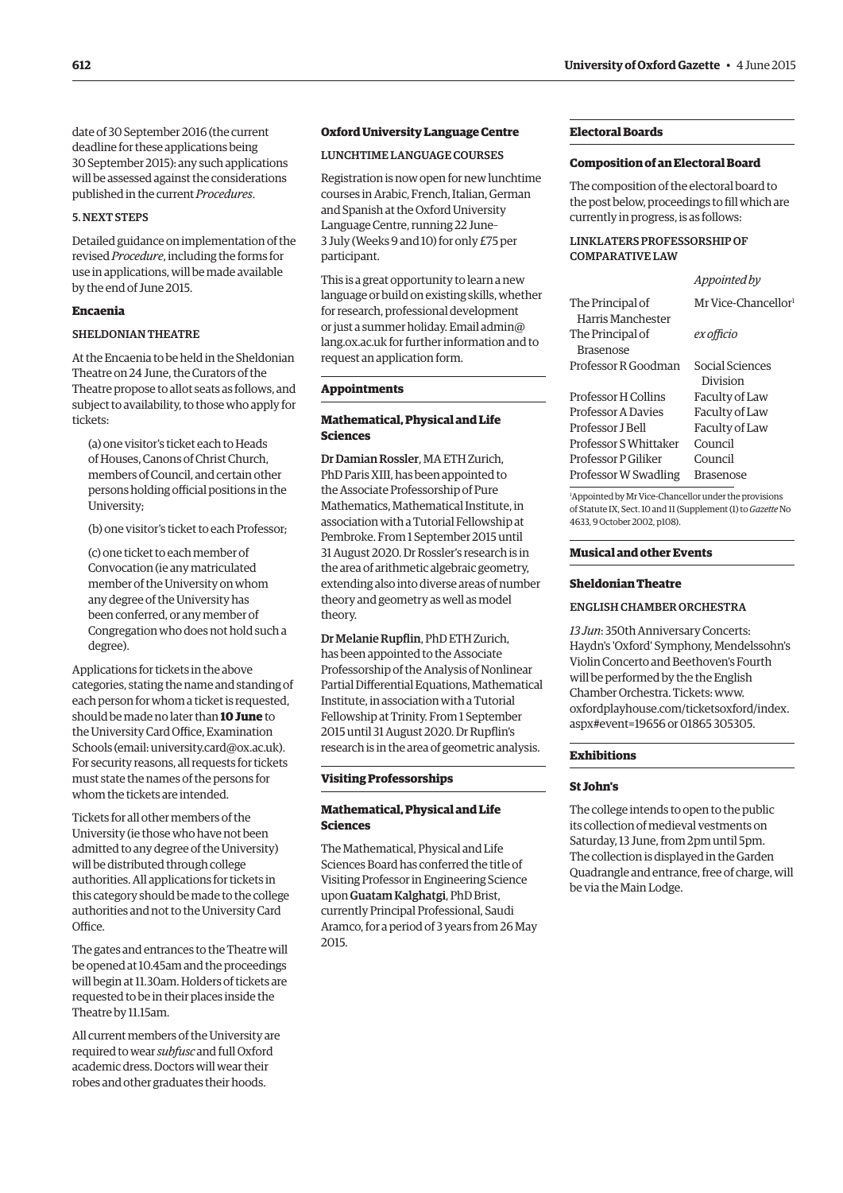date of 30 September 2016 (the current deadline for these applications being 30 September 2015): any such applications will be assessed against the considerations published in the current *Procedures*.

5. NEXT STEPS

Detailed guidance on implementation of the revised *Procedure*, including the forms for use in applications, will be made available by the end of June 2015.

## Encaenia

### SHELDONIAN THEATRE

At the Encaenia to be held in the Sheldonian Theatre on 24 June, the Curators of the Theatre propose to allot seats as follows, and subject to availability, to those who apply for tickets:

(a) one visitor's ticket each to Heads of Houses, Canons of Christ Church, members of Council, and certain other persons holding official positions in the University;

(b) one visitor's ticket to each Professor;

(c) one ticket to each member of Convocation (ie any matriculated member of the University on whom any degree of the University has been conferred, or any member of Congregation who does not hold such a degree).

Applications for tickets in the above categories, stating the name and standing of each person for whom a ticket is requested, should be made no later than **10 June** to the University Card Office, Examination Schools (email: university.card@ox.ac.uk). For security reasons, all requests for tickets must state the names of the persons for whom the tickets are intended.

Tickets for all other members of the University (ie those who have not been admitted to any degree of the University) will be distributed through college authorities. All applications for tickets in this category should be made to the college authorities and not to the University Card Office.

The gates and entrances to the Theatre will be opened at 10.45am and the proceedings will begin at 11.30am. Holders of tickets are requested to be in their places inside the Theatre by 11.15am.

All current members of the University are required to wear *subfusc* and full Oxford academic dress. Doctors will wear their robes and other graduates their hoods.

## Oxford University Language Centre

### LUNCHTIME LANGUAGE COURSES

Registration is now open for new lunchtime courses in Arabic, French, Italian, German and Spanish at the Oxford University Language Centre, running 22 June–3 July (Weeks 9 and 10) for only £75 per participant.

This is a great opportunity to learn a new language or build on existing skills, whether for research, professional development or just a summer holiday. Email admin@lang.ox.ac.uk for further information and to request an application form.

## Appointments

### Mathematical, Physical and Life Sciences

**Dr Damian Rossler**, MA ETH Zurich, PhD Paris XIII, has been appointed to the Associate Professorship of Pure Mathematics, Mathematical Institute, in association with a Tutorial Fellowship at Pembroke. From 1 September 2015 until 31 August 2020. Dr Rossler's research is in the area of arithmetic algebraic geometry, extending also into diverse areas of number theory and geometry as well as model theory.

**Dr Melanie Rupflin**, PhD ETH Zurich, has been appointed to the Associate Professorship of the Analysis of Nonlinear Partial Differential Equations, Mathematical Institute, in association with a Tutorial Fellowship at Trinity. From 1 September 2015 until 31 August 2020. Dr Rupflin's research is in the area of geometric analysis.

## Visiting Professorships

### Mathematical, Physical and Life Sciences

The Mathematical, Physical and Life Sciences Board has conferred the title of Visiting Professor in Engineering Science upon **Guatam Kalghatgi**, PhD Brist, currently Principal Professional, Saudi Aramco, for a period of 3 years from 26 May 2015.

## Electoral Boards

### Composition of an Electoral Board

The composition of the electoral board to the post below, proceedings to fill which are currently in progress, is as follows:

LINKLATERS PROFESSORSHIP OF COMPARATIVE LAW

| | *Appointed by* |
|---|---|
| The Principal of Harris Manchester | Mr Vice-Chancellor[1] |
| The Principal of Brasenose | *ex officio* |
| Professor R Goodman | Social Sciences Division |
| Professor H Collins | Faculty of Law |
| Professor A Davies | Faculty of Law |
| Professor J Bell | Faculty of Law |
| Professor S Whittaker | Council |
| Professor P Giliker | Council |
| Professor W Swadling | Brasenose |

[1]Appointed by Mr Vice-Chancellor under the provisions of Statute IX, Sect. 10 and 11 (Supplement (1) to *Gazette* No 4633, 9 October 2002, p108).

## Musical and other Events

### Sheldonian Theatre

ENGLISH CHAMBER ORCHESTRA

*13 Jun*: 350th Anniversary Concerts: Haydn's 'Oxford' Symphony, Mendelssohn's Violin Concerto and Beethoven's Fourth will be performed by the the English Chamber Orchestra. Tickets: www.oxfordplayhouse.com/ticketsoxford/index.aspx#event=19656 or 01865 305305.

## Exhibitions

### St John's

The college intends to open to the public its collection of medieval vestments on Saturday, 13 June, from 2pm until 5pm. The collection is displayed in the Garden Quadrangle and entrance, free of charge, will be via the Main Lodge.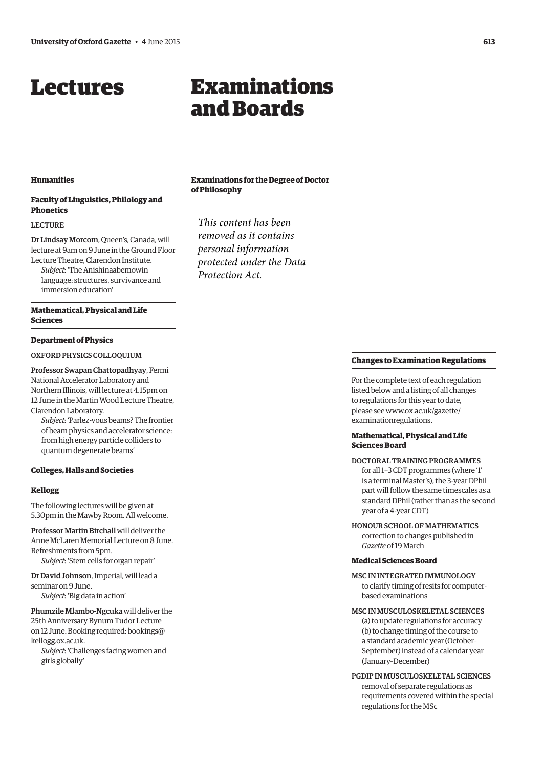# Lectures

## Humanities

### Faculty of Linguistics, Philology and Phonetics

LECTURE

**Dr Lindsay Morcom**, Queen's, Canada, will lecture at 9am on 9 June in the Ground Floor Lecture Theatre, Clarendon Institute.

*Subject*: 'The Anishinaabemowin language: structures, survivance and immersion education'

## Mathematical, Physical and Life Sciences

### Department of Physics

OXFORD PHYSICS COLLOQUIUM

**Professor Swapan Chattopadhyay**, Fermi National Accelerator Laboratory and Northern Illinois, will lecture at 4.15pm on 12 June in the Martin Wood Lecture Theatre, Clarendon Laboratory.

*Subject*: 'Parlez-vous beams? The frontier of beam physics and accelerator science: from high energy particle colliders to quantum degenerate beams'

## Colleges, Halls and Societies

### Kellogg

The following lectures will be given at 5.30pm in the Mawby Room. All welcome.

**Professor Martin Birchall** will deliver the Anne McLaren Memorial Lecture on 8 June. Refreshments from 5pm.

*Subject*: 'Stem cells for organ repair'

**Dr David Johnson**, Imperial, will lead a seminar on 9 June.

*Subject*: 'Big data in action'

**Phumzile Mlambo-Ngcuka** will deliver the 25th Anniversary Bynum Tudor Lecture on 12 June. Booking required: bookings@kellogg.ox.ac.uk.

*Subject*: 'Challenges facing women and girls globally'

# Examinations and Boards

## Examinations for the Degree of Doctor of Philosophy

*This content has been removed as it contains personal information protected under the Data Protection Act.*

## Changes to Examination Regulations

For the complete text of each regulation listed below and a listing of all changes to regulations for this year to date, please see www.ox.ac.uk/gazette/examinationregulations.

### Mathematical, Physical and Life Sciences Board

DOCTORAL TRAINING PROGRAMMES
for all 1+3 CDT programmes (where '1' is a terminal Master's), the 3-year DPhil part will follow the same timescales as a standard DPhil (rather than as the second year of a 4-year CDT)

HONOUR SCHOOL OF MATHEMATICS
correction to changes published in *Gazette* of 19 March

### Medical Sciences Board

MSC IN INTEGRATED IMMUNOLOGY
to clarify timing of resits for computer-based examinations

MSC IN MUSCULOSKELETAL SCIENCES
(a) to update regulations for accuracy
(b) to change timing of the course to a standard academic year (October–September) instead of a calendar year (January–December)

PGDIP IN MUSCULOSKELETAL SCIENCES
removal of separate regulations as requirements covered within the special regulations for the MSc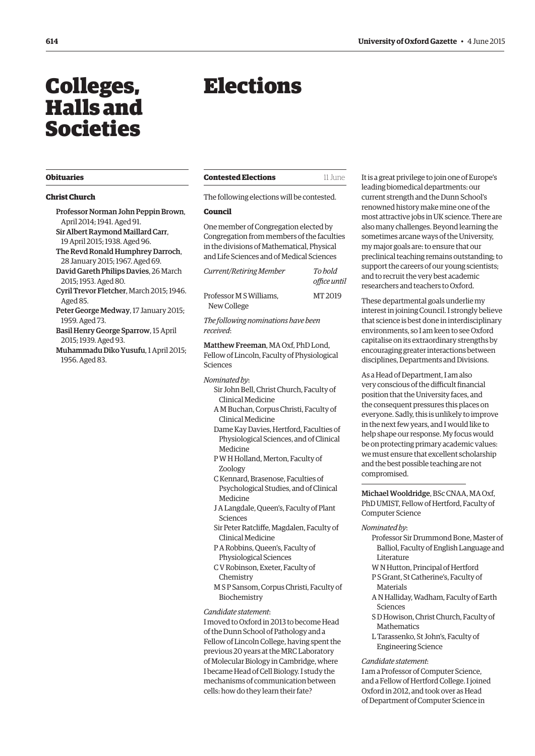# Colleges, Halls and Societies

## Obituaries

### Christ Church

Professor Norman John Peppin Brown, April 2014; 1941. Aged 91.
Sir Albert Raymond Maillard Carr, 19 April 2015; 1938. Aged 96.
The Revd Ronald Humphrey Darroch, 28 January 2015; 1967. Aged 69.
David Gareth Philips Davies, 26 March 2015; 1953. Aged 80.
Cyril Trevor Fletcher, March 2015; 1946. Aged 85.
Peter George Medway, 17 January 2015; 1959. Aged 73.
Basil Henry George Sparrow, 15 April 2015; 1939. Aged 93.
Muhammadu Diko Yusufu, 1 April 2015; 1956. Aged 83.

# Elections

## Contested Elections

11 June

The following elections will be contested.

### Council

One member of Congregation elected by Congregation from members of the faculties in the divisions of Mathematical, Physical and Life Sciences and of Medical Sciences

| *Current/Retiring Member* | *To hold office until* |
|---|---|
| Professor M S Williams, New College | MT 2019 |

*The following nominations have been received*:

**Matthew Freeman**, MA Oxf, PhD Lond, Fellow of Lincoln, Faculty of Physiological Sciences

*Nominated by*:

Sir John Bell, Christ Church, Faculty of Clinical Medicine
A M Buchan, Corpus Christi, Faculty of Clinical Medicine
Dame Kay Davies, Hertford, Faculties of Physiological Sciences, and of Clinical Medicine
P W H Holland, Merton, Faculty of Zoology
C Kennard, Brasenose, Faculties of Psychological Studies, and of Clinical Medicine
J A Langdale, Queen's, Faculty of Plant Sciences
Sir Peter Ratcliffe, Magdalen, Faculty of Clinical Medicine
P A Robbins, Queen's, Faculty of Physiological Sciences
C V Robinson, Exeter, Faculty of Chemistry
M S P Sansom, Corpus Christi, Faculty of Biochemistry

*Candidate statement*:

I moved to Oxford in 2013 to become Head of the Dunn School of Pathology and a Fellow of Lincoln College, having spent the previous 20 years at the MRC Laboratory of Molecular Biology in Cambridge, where I became Head of Cell Biology. I study the mechanisms of communication between cells: how do they learn their fate?

It is a great privilege to join one of Europe's leading biomedical departments: our current strength and the Dunn School's renowned history make mine one of the most attractive jobs in UK science. There are also many challenges. Beyond learning the sometimes arcane ways of the University, my major goals are: to ensure that our preclinical teaching remains outstanding; to support the careers of our young scientists; and to recruit the very best academic researchers and teachers to Oxford.

These departmental goals underlie my interest in joining Council. I strongly believe that science is best done in interdisciplinary environments, so I am keen to see Oxford capitalise on its extraordinary strengths by encouraging greater interactions between disciplines, Departments and Divisions.

As a Head of Department, I am also very conscious of the difficult financial position that the University faces, and the consequent pressures this places on everyone. Sadly, this is unlikely to improve in the next few years, and I would like to help shape our response. My focus would be on protecting primary academic values: we must ensure that excellent scholarship and the best possible teaching are not compromised.

---

**Michael Wooldridge**, BSc CNAA, MA Oxf, PhD UMIST, Fellow of Hertford, Faculty of Computer Science

*Nominated by*:

Professor Sir Drummond Bone, Master of Balliol, Faculty of English Language and Literature
W N Hutton, Principal of Hertford
P S Grant, St Catherine's, Faculty of Materials
A N Halliday, Wadham, Faculty of Earth Sciences
S D Howison, Christ Church, Faculty of Mathematics
L Tarassenko, St John's, Faculty of Engineering Science

*Candidate statement*:

I am a Professor of Computer Science, and a Fellow of Hertford College. I joined Oxford in 2012, and took over as Head of Department of Computer Science in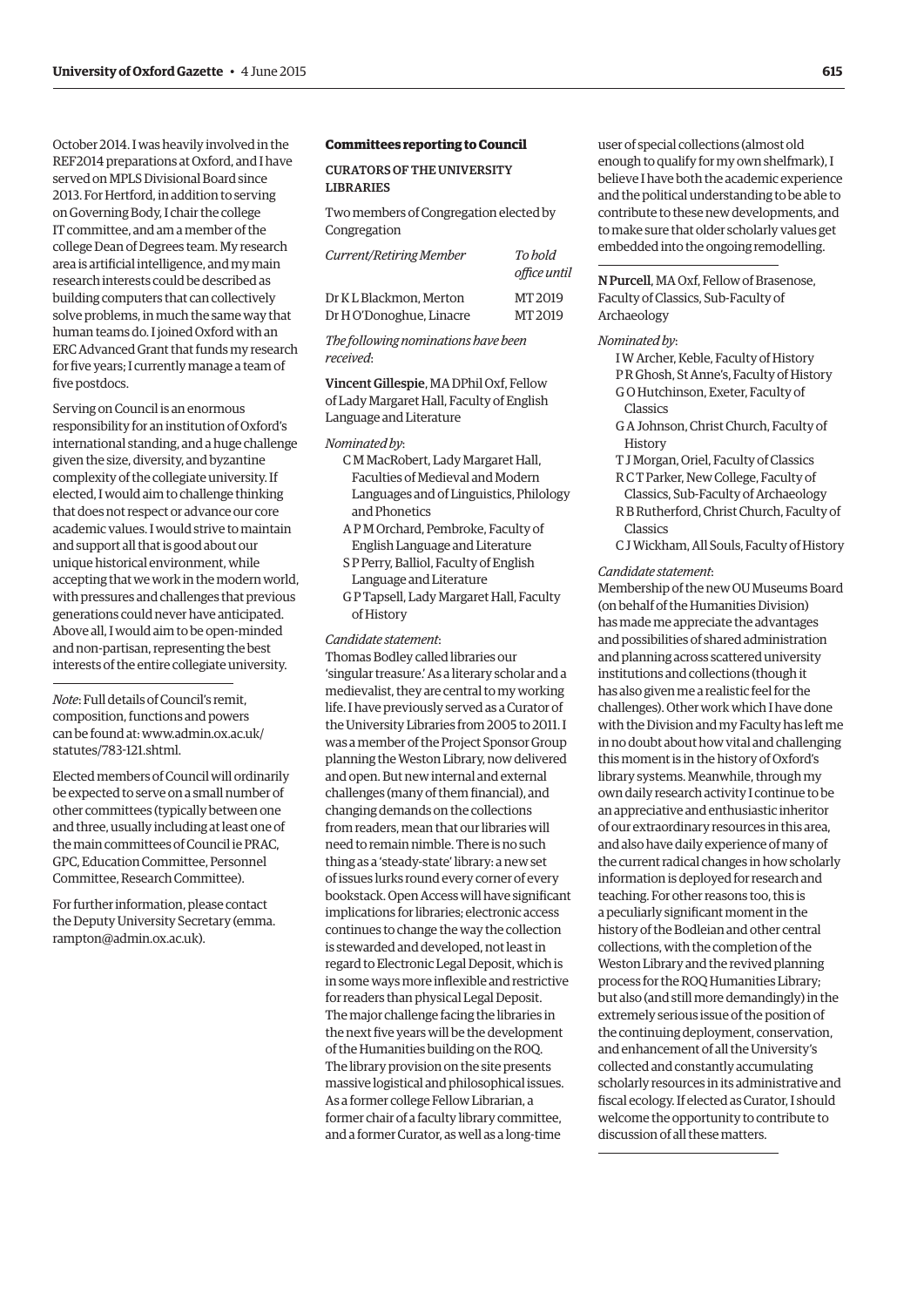October 2014. I was heavily involved in the REF2014 preparations at Oxford, and I have served on MPLS Divisional Board since 2013. For Hertford, in addition to serving on Governing Body, I chair the college IT committee, and am a member of the college Dean of Degrees team. My research area is artificial intelligence, and my main research interests could be described as building computers that can collectively solve problems, in much the same way that human teams do. I joined Oxford with an ERC Advanced Grant that funds my research for five years; I currently manage a team of five postdocs.

Serving on Council is an enormous responsibility for an institution of Oxford's international standing, and a huge challenge given the size, diversity, and byzantine complexity of the collegiate university. If elected, I would aim to challenge thinking that does not respect or advance our core academic values. I would strive to maintain and support all that is good about our unique historical environment, while accepting that we work in the modern world, with pressures and challenges that previous generations could never have anticipated. Above all, I would aim to be open-minded and non-partisan, representing the best interests of the entire collegiate university.

---

*Note*: Full details of Council's remit, composition, functions and powers can be found at: www.admin.ox.ac.uk/statutes/783-121.shtml.

Elected members of Council will ordinarily be expected to serve on a small number of other committees (typically between one and three, usually including at least one of the main committees of Council ie PRAC, GPC, Education Committee, Personnel Committee, Research Committee).

For further information, please contact the Deputy University Secretary (emma.rampton@admin.ox.ac.uk).

### Committees reporting to Council

#### CURATORS OF THE UNIVERSITY LIBRARIES

Two members of Congregation elected by Congregation

| *Current/Retiring Member* | *To hold office until* |
|---|---|
| Dr K L Blackmon, Merton | MT 2019 |
| Dr H O'Donoghue, Linacre | MT 2019 |

*The following nominations have been received*:

**Vincent Gillespie**, MA DPhil Oxf, Fellow of Lady Margaret Hall, Faculty of English Language and Literature

*Nominated by*:

- C M MacRobert, Lady Margaret Hall, Faculties of Medieval and Modern Languages and of Linguistics, Philology and Phonetics
- A P M Orchard, Pembroke, Faculty of English Language and Literature
- S P Perry, Balliol, Faculty of English Language and Literature
- G P Tapsell, Lady Margaret Hall, Faculty of History

*Candidate statement*:

Thomas Bodley called libraries our 'singular treasure.' As a literary scholar and a medievalist, they are central to my working life. I have previously served as a Curator of the University Libraries from 2005 to 2011. I was a member of the Project Sponsor Group planning the Weston Library, now delivered and open. But new internal and external challenges (many of them financial), and changing demands on the collections from readers, mean that our libraries will need to remain nimble. There is no such thing as a 'steady-state' library: a new set of issues lurks round every corner of every bookstack. Open Access will have significant implications for libraries; electronic access continues to change the way the collection is stewarded and developed, not least in regard to Electronic Legal Deposit, which is in some ways more inflexible and restrictive for readers than physical Legal Deposit. The major challenge facing the libraries in the next five years will be the development of the Humanities building on the ROQ. The library provision on the site presents massive logistical and philosophical issues. As a former college Fellow Librarian, a former chair of a faculty library committee, and a former Curator, as well as a long-time user of special collections (almost old enough to qualify for my own shelfmark), I believe I have both the academic experience and the political understanding to be able to contribute to these new developments, and to make sure that older scholarly values get embedded into the ongoing remodelling.

---

**N Purcell**, MA Oxf, Fellow of Brasenose, Faculty of Classics, Sub-Faculty of Archaeology

*Nominated by*:

- I W Archer, Keble, Faculty of History
- P R Ghosh, St Anne's, Faculty of History
- G O Hutchinson, Exeter, Faculty of Classics
- G A Johnson, Christ Church, Faculty of History
- T J Morgan, Oriel, Faculty of Classics
- R C T Parker, New College, Faculty of Classics, Sub-Faculty of Archaeology
- R B Rutherford, Christ Church, Faculty of Classics
- C J Wickham, All Souls, Faculty of History

*Candidate statement*:

Membership of the new OU Museums Board (on behalf of the Humanities Division) has made me appreciate the advantages and possibilities of shared administration and planning across scattered university institutions and collections (though it has also given me a realistic feel for the challenges). Other work which I have done with the Division and my Faculty has left me in no doubt about how vital and challenging this moment is in the history of Oxford's library systems. Meanwhile, through my own daily research activity I continue to be an appreciative and enthusiastic inheritor of our extraordinary resources in this area, and also have daily experience of many of the current radical changes in how scholarly information is deployed for research and teaching. For other reasons too, this is a peculiarly significant moment in the history of the Bodleian and other central collections, with the completion of the Weston Library and the revived planning process for the ROQ Humanities Library; but also (and still more demandingly) in the extremely serious issue of the position of the continuing deployment, conservation, and enhancement of all the University's collected and constantly accumulating scholarly resources in its administrative and fiscal ecology. If elected as Curator, I should welcome the opportunity to contribute to discussion of all these matters.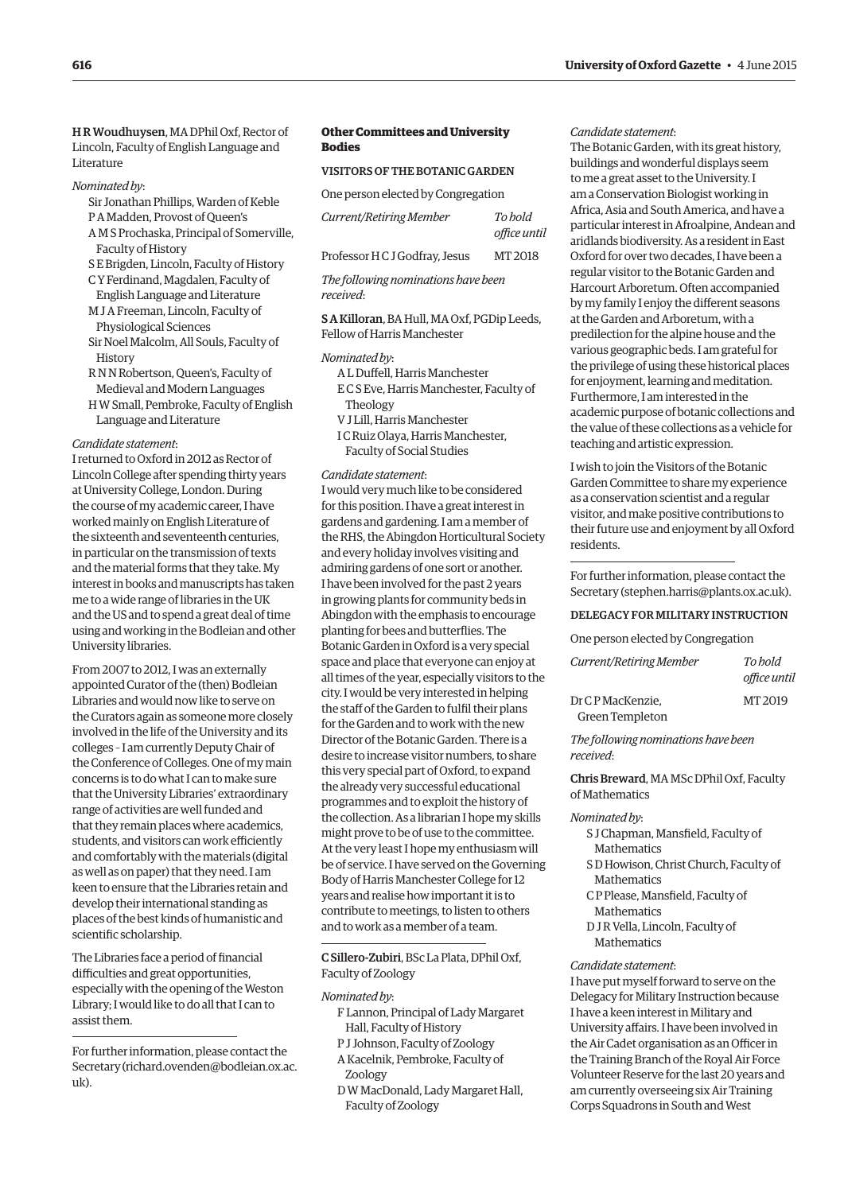**H R Woudhuysen**, MA DPhil Oxf, Rector of Lincoln, Faculty of English Language and Literature

*Nominated by*:

- Sir Jonathan Phillips, Warden of Keble
- P A Madden, Provost of Queen's
- A M S Prochaska, Principal of Somerville, Faculty of History
- S E Brigden, Lincoln, Faculty of History
- C Y Ferdinand, Magdalen, Faculty of English Language and Literature
- M J A Freeman, Lincoln, Faculty of Physiological Sciences
- Sir Noel Malcolm, All Souls, Faculty of History
- R N N Robertson, Queen's, Faculty of Medieval and Modern Languages
- H W Small, Pembroke, Faculty of English Language and Literature

*Candidate statement*:

I returned to Oxford in 2012 as Rector of Lincoln College after spending thirty years at University College, London. During the course of my academic career, I have worked mainly on English Literature of the sixteenth and seventeenth centuries, in particular on the transmission of texts and the material forms that they take. My interest in books and manuscripts has taken me to a wide range of libraries in the UK and the US and to spend a great deal of time using and working in the Bodleian and other University libraries.

From 2007 to 2012, I was an externally appointed Curator of the (then) Bodleian Libraries and would now like to serve on the Curators again as someone more closely involved in the life of the University and its colleges – I am currently Deputy Chair of the Conference of Colleges. One of my main concerns is to do what I can to make sure that the University Libraries' extraordinary range of activities are well funded and that they remain places where academics, students, and visitors can work efficiently and comfortably with the materials (digital as well as on paper) that they need. I am keen to ensure that the Libraries retain and develop their international standing as places of the best kinds of humanistic and scientific scholarship.

The Libraries face a period of financial difficulties and great opportunities, especially with the opening of the Weston Library; I would like to do all that I can to assist them.

---

For further information, please contact the Secretary (richard.ovenden@bodleian.ox.ac.uk).

## Other Committees and University Bodies

### VISITORS OF THE BOTANIC GARDEN

One person elected by Congregation

| *Current/Retiring Member* | *To hold office until* |
|---|---|
| Professor H C J Godfray, Jesus | MT 2018 |

*The following nominations have been received*:

**S A Killoran**, BA Hull, MA Oxf, PGDip Leeds, Fellow of Harris Manchester

*Nominated by*:

- A L Duffell, Harris Manchester
- E C S Eve, Harris Manchester, Faculty of Theology
- V J Lill, Harris Manchester
- I C Ruiz Olaya, Harris Manchester, Faculty of Social Studies

*Candidate statement*:

I would very much like to be considered for this position. I have a great interest in gardens and gardening. I am a member of the RHS, the Abingdon Horticultural Society and every holiday involves visiting and admiring gardens of one sort or another. I have been involved for the past 2 years in growing plants for community beds in Abingdon with the emphasis to encourage planting for bees and butterflies. The Botanic Garden in Oxford is a very special space and place that everyone can enjoy at all times of the year, especially visitors to the city. I would be very interested in helping the staff of the Garden to fulfil their plans for the Garden and to work with the new Director of the Botanic Garden. There is a desire to increase visitor numbers, to share this very special part of Oxford, to expand the already very successful educational programmes and to exploit the history of the collection. As a librarian I hope my skills might prove to be of use to the committee. At the very least I hope my enthusiasm will be of service. I have served on the Governing Body of Harris Manchester College for 12 years and realise how important it is to contribute to meetings, to listen to others and to work as a member of a team.

---

**C Sillero-Zubiri**, BSc La Plata, DPhil Oxf, Faculty of Zoology

*Nominated by*:

- F Lannon, Principal of Lady Margaret Hall, Faculty of History
- P J Johnson, Faculty of Zoology
- A Kacelnik, Pembroke, Faculty of Zoology
- D W MacDonald, Lady Margaret Hall, Faculty of Zoology

*Candidate statement*:

The Botanic Garden, with its great history, buildings and wonderful displays seem to me a great asset to the University. I am a Conservation Biologist working in Africa, Asia and South America, and have a particular interest in Afroalpine, Andean and aridlands biodiversity. As a resident in East Oxford for over two decades, I have been a regular visitor to the Botanic Garden and Harcourt Arboretum. Often accompanied by my family I enjoy the different seasons at the Garden and Arboretum, with a predilection for the alpine house and the various geographic beds. I am grateful for the privilege of using these historical places for enjoyment, learning and meditation. Furthermore, I am interested in the academic purpose of botanic collections and the value of these collections as a vehicle for teaching and artistic expression.

I wish to join the Visitors of the Botanic Garden Committee to share my experience as a conservation scientist and a regular visitor, and make positive contributions to their future use and enjoyment by all Oxford residents.

---

For further information, please contact the Secretary (stephen.harris@plants.ox.ac.uk).

### DELEGACY FOR MILITARY INSTRUCTION

One person elected by Congregation

| *Current/Retiring Member* | *To hold office until* |
|---|---|
| Dr C P MacKenzie, Green Templeton | MT 2019 |

*The following nominations have been received*:

**Chris Breward**, MA MSc DPhil Oxf, Faculty of Mathematics

*Nominated by*:

- S J Chapman, Mansfield, Faculty of Mathematics
- S D Howison, Christ Church, Faculty of Mathematics
- C P Please, Mansfield, Faculty of Mathematics
- D J R Vella, Lincoln, Faculty of Mathematics

*Candidate statement*:

I have put myself forward to serve on the Delegacy for Military Instruction because I have a keen interest in Military and University affairs. I have been involved in the Air Cadet organisation as an Officer in the Training Branch of the Royal Air Force Volunteer Reserve for the last 20 years and am currently overseeing six Air Training Corps Squadrons in South and West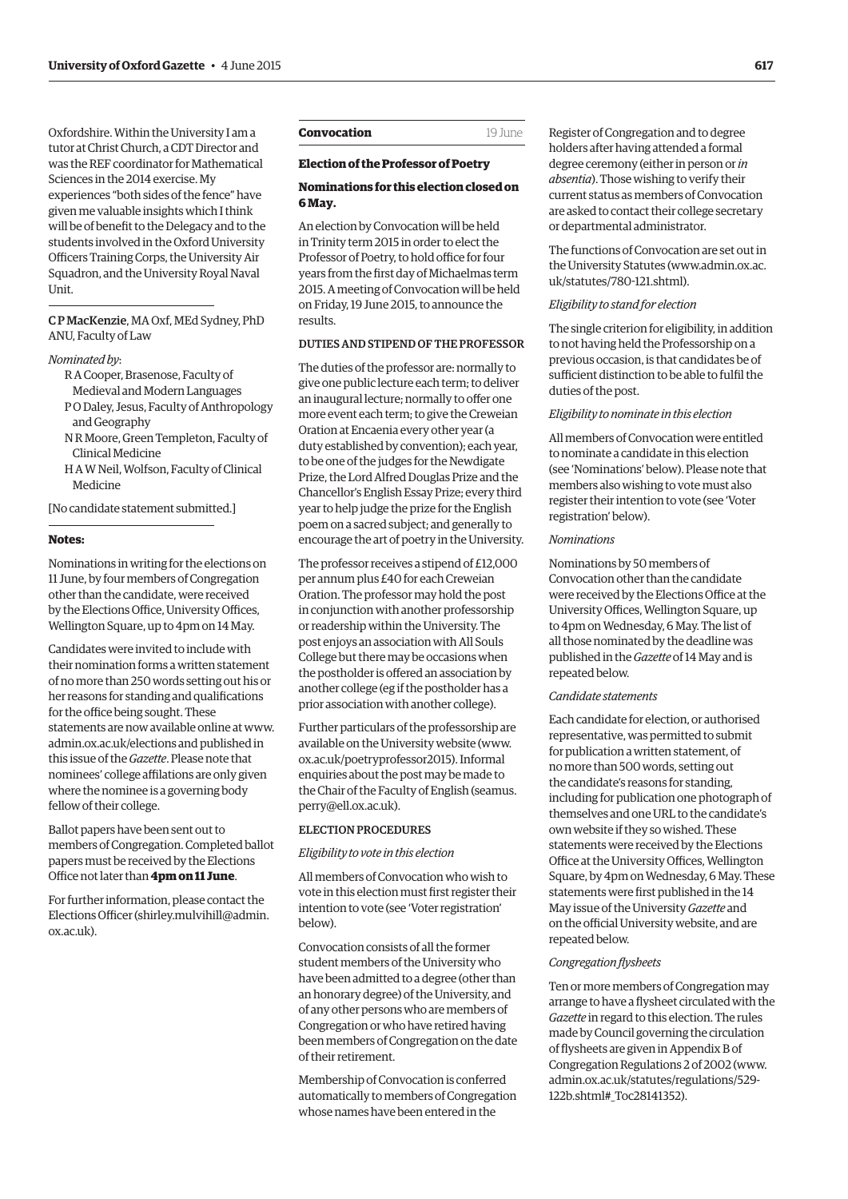Oxfordshire. Within the University I am a tutor at Christ Church, a CDT Director and was the REF coordinator for Mathematical Sciences in the 2014 exercise. My experiences "both sides of the fence" have given me valuable insights which I think will be of benefit to the Delegacy and to the students involved in the Oxford University Officers Training Corps, the University Air Squadron, and the University Royal Naval Unit.

**C P MacKenzie**, MA Oxf, MEd Sydney, PhD ANU, Faculty of Law

*Nominated by*:

- R A Cooper, Brasenose, Faculty of Medieval and Modern Languages
- P O Daley, Jesus, Faculty of Anthropology and Geography
- N R Moore, Green Templeton, Faculty of Clinical Medicine
- H A W Neil, Wolfson, Faculty of Clinical Medicine

[No candidate statement submitted.]

**Notes:**

Nominations in writing for the elections on 11 June, by four members of Congregation other than the candidate, were received by the Elections Office, University Offices, Wellington Square, up to 4pm on 14 May.

Candidates were invited to include with their nomination forms a written statement of no more than 250 words setting out his or her reasons for standing and qualifications for the office being sought. These statements are now available online at www.admin.ox.ac.uk/elections and published in this issue of the *Gazette*. Please note that nominees' college affiliations are only given where the nominee is a governing body fellow of their college.

Ballot papers have been sent out to members of Congregation. Completed ballot papers must be received by the Elections Office not later than **4pm on 11 June**.

For further information, please contact the Elections Officer (shirley.mulvihill@admin.ox.ac.uk).

## Convocation 19 June

### Election of the Professor of Poetry

### Nominations for this election closed on 6 May.

An election by Convocation will be held in Trinity term 2015 in order to elect the Professor of Poetry, to hold office for four years from the first day of Michaelmas term 2015. A meeting of Convocation will be held on Friday, 19 June 2015, to announce the results.

DUTIES AND STIPEND OF THE PROFESSOR

The duties of the professor are: normally to give one public lecture each term; to deliver an inaugural lecture; normally to offer one more event each term; to give the Creweian Oration at Encaenia every other year (a duty established by convention); each year, to be one of the judges for the Newdigate Prize, the Lord Alfred Douglas Prize and the Chancellor's English Essay Prize; every third year to help judge the prize for the English poem on a sacred subject; and generally to encourage the art of poetry in the University.

The professor receives a stipend of £12,000 per annum plus £40 for each Creweian Oration. The professor may hold the post in conjunction with another professorship or readership within the University. The post enjoys an association with All Souls College but there may be occasions when the postholder is offered an association by another college (eg if the postholder has a prior association with another college).

Further particulars of the professorship are available on the University website (www.ox.ac.uk/poetryprofessor2015). Informal enquiries about the post may be made to the Chair of the Faculty of English (seamus.perry@ell.ox.ac.uk).

ELECTION PROCEDURES

*Eligibility to vote in this election*

All members of Convocation who wish to vote in this election must first register their intention to vote (see 'Voter registration' below).

Convocation consists of all the former student members of the University who have been admitted to a degree (other than an honorary degree) of the University, and of any other persons who are members of Congregation or who have retired having been members of Congregation on the date of their retirement.

Membership of Convocation is conferred automatically to members of Congregation whose names have been entered in the Register of Congregation and to degree holders after having attended a formal degree ceremony (either in person or *in absentia*). Those wishing to verify their current status as members of Convocation are asked to contact their college secretary or departmental administrator.

The functions of Convocation are set out in the University Statutes (www.admin.ox.ac.uk/statutes/780-121.shtml).

*Eligibility to stand for election*

The single criterion for eligibility, in addition to not having held the Professorship on a previous occasion, is that candidates be of sufficient distinction to be able to fulfil the duties of the post.

*Eligibility to nominate in this election*

All members of Convocation were entitled to nominate a candidate in this election (see 'Nominations' below). Please note that members also wishing to vote must also register their intention to vote (see 'Voter registration' below).

*Nominations*

Nominations by 50 members of Convocation other than the candidate were received by the Elections Office at the University Offices, Wellington Square, up to 4pm on Wednesday, 6 May. The list of all those nominated by the deadline was published in the *Gazette* of 14 May and is repeated below.

*Candidate statements*

Each candidate for election, or authorised representative, was permitted to submit for publication a written statement, of no more than 500 words, setting out the candidate's reasons for standing, including for publication one photograph of themselves and one URL to the candidate's own website if they so wished. These statements were received by the Elections Office at the University Offices, Wellington Square, by 4pm on Wednesday, 6 May. These statements were first published in the 14 May issue of the University *Gazette* and on the official University website, and are repeated below.

*Congregation flysheets*

Ten or more members of Congregation may arrange to have a flysheet circulated with the *Gazette* in regard to this election. The rules made by Council governing the circulation of flysheets are given in Appendix B of Congregation Regulations 2 of 2002 (www.admin.ox.ac.uk/statutes/regulations/529-122b.shtml#_Toc28141352).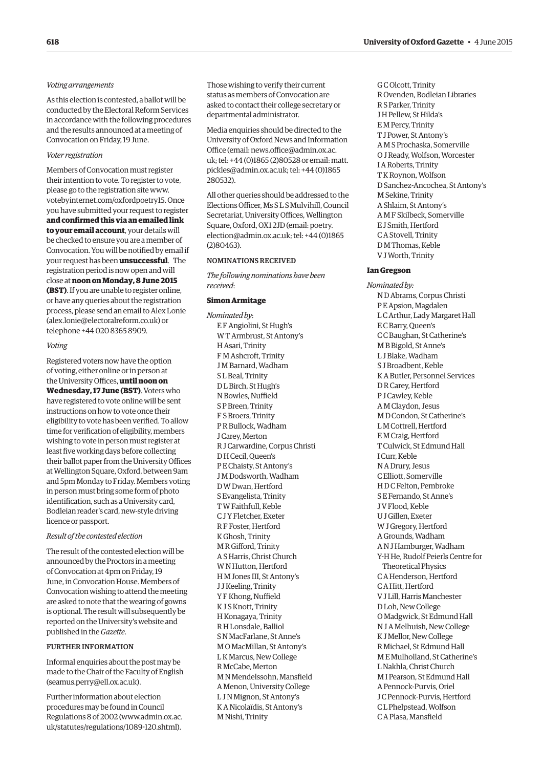*Voting arrangements*

As this election is contested, a ballot will be conducted by the Electoral Reform Services in accordance with the following procedures and the results announced at a meeting of Convocation on Friday, 19 June.

*Voter registration*

Members of Convocation must register their intention to vote. To register to vote, please go to the registration site www.votebyinternet.com/oxfordpoetry15. Once you have submitted your request to register **and confirmed this via an emailed link to your email account**, your details will be checked to ensure you are a member of Convocation. You will be notified by email if your request has been **unsuccessful**. The registration period is now open and will close at **noon on Monday, 8 June 2015 (BST)**. If you are unable to register online, or have any queries about the registration process, please send an email to Alex Lonie (alex.lonie@electoralreform.co.uk) or telephone +44 020 8365 8909.

*Voting*

Registered voters now have the option of voting, either online or in person at the University Offices, **until noon on Wednesday, 17 June (BST)**. Voters who have registered to vote online will be sent instructions on how to vote once their eligibility to vote has been verified. To allow time for verification of eligibility, members wishing to vote in person must register at least five working days before collecting their ballot paper from the University Offices at Wellington Square, Oxford, between 9am and 5pm Monday to Friday. Members voting in person must bring some form of photo identification, such as a University card, Bodleian reader's card, new-style driving licence or passport.

*Result of the contested election*

The result of the contested election will be announced by the Proctors in a meeting of Convocation at 4pm on Friday, 19 June, in Convocation House. Members of Convocation wishing to attend the meeting are asked to note that the wearing of gowns is optional. The result will subsequently be reported on the University's website and published in the *Gazette*.

FURTHER INFORMATION

Informal enquiries about the post may be made to the Chair of the Faculty of English (seamus.perry@ell.ox.ac.uk).

Further information about election procedures may be found in Council Regulations 8 of 2002 (www.admin.ox.ac.uk/statutes/regulations/1089-120.shtml).

Those wishing to verify their current status as members of Convocation are asked to contact their college secretary or departmental administrator.

Media enquiries should be directed to the University of Oxford News and Information Office (email: news.office@admin.ox.ac.uk; tel: +44 (0)1865 (2)80528 or email: matt.pickles@admin.ox.ac.uk; tel: +44 (0)1865 280532).

All other queries should be addressed to the Elections Officer, Ms S L S Mulvihill, Council Secretariat, University Offices, Wellington Square, Oxford, OX1 2JD (email: poetry.election@admin.ox.ac.uk; tel: +44 (0)1865 (2)80463).

NOMINATIONS RECEIVED

*The following nominations have been received*:

**Simon Armitage**

*Nominated by*:

E F Angiolini, St Hugh's
W T Armbrust, St Antony's
H Asari, Trinity
F M Ashcroft, Trinity
J M Barnard, Wadham
S L Beal, Trinity
D L Birch, St Hugh's
N Bowles, Nuffield
S P Breen, Trinity
F S Broers, Trinity
P R Bullock, Wadham
J Carey, Merton
R J Carwardine, Corpus Christi
D H Cecil, Queen's
P E Chaisty, St Antony's
J M Dodsworth, Wadham
D W Dwan, Hertford
S Evangelista, Trinity
T W Faithfull, Keble
C J Y Fletcher, Exeter
R F Foster, Hertford
K Ghosh, Trinity
M R Gifford, Trinity
A S Harris, Christ Church
W N Hutton, Hertford
H M Jones III, St Antony's
J J Keeling, Trinity
Y F Khong, Nuffield
K J S Knott, Trinity
H Konagaya, Trinity
R H Lonsdale, Balliol
S N MacFarlane, St Anne's
M O MacMillan, St Antony's
L K Marcus, New College
R McCabe, Merton
M N Mendelssohn, Mansfield
A Menon, University College
L J N Mignon, St Antony's
K A Nicolaïdis, St Antony's
M Nishi, Trinity
G C Olcott, Trinity
R Ovenden, Bodleian Libraries
R S Parker, Trinity
J H Pellew, St Hilda's
E M Percy, Trinity
T J Power, St Antony's
A M S Prochaska, Somerville
O J Ready, Wolfson, Worcester
I A Roberts, Trinity
T K Roynon, Wolfson
D Sanchez-Ancochea, St Antony's
M Sekine, Trinity
A Shlaim, St Antony's
A M F Skilbeck, Somerville
E J Smith, Hertford
C A Stovell, Trinity
D M Thomas, Keble
V J Worth, Trinity

**Ian Gregson**

*Nominated by:*

N D Abrams, Corpus Christi
P E Apsion, Magdalen
L C Arthur, Lady Margaret Hall
E C Barry, Queen's
C C Baughan, St Catherine's
M B Bigold, St Anne's
L J Blake, Wadham
S J Broadbent, Keble
K A Butler, Personnel Services
D R Carey, Hertford
P J Cawley, Keble
A M Claydon, Jesus
M D Condon, St Catherine's
L M Cottrell, Hertford
E M Craig, Hertford
T Culwick, St Edmund Hall
I Curr, Keble
N A Drury, Jesus
C Elliott, Somerville
H D C Felton, Pembroke
S E Fernando, St Anne's
J V Flood, Keble
U J Gillen, Exeter
W J Gregory, Hertford
A Grounds, Wadham
A N J Hamburger, Wadham
Y-H He, Rudolf Peierls Centre for Theoretical Physics
C A Henderson, Hertford
C A Hitt, Hertford
V J Lill, Harris Manchester
D Loh, New College
O Madgwick, St Edmund Hall
N J A Melhuish, New College
K J Mellor, New College
R Michael, St Edmund Hall
M E Mulholland, St Catherine's
L Nakhla, Christ Church
M I Pearson, St Edmund Hall
A Pennock-Purvis, Oriel
J C Pennock-Purvis, Hertford
C L Phelpstead, Wolfson
C A Plasa, Mansfield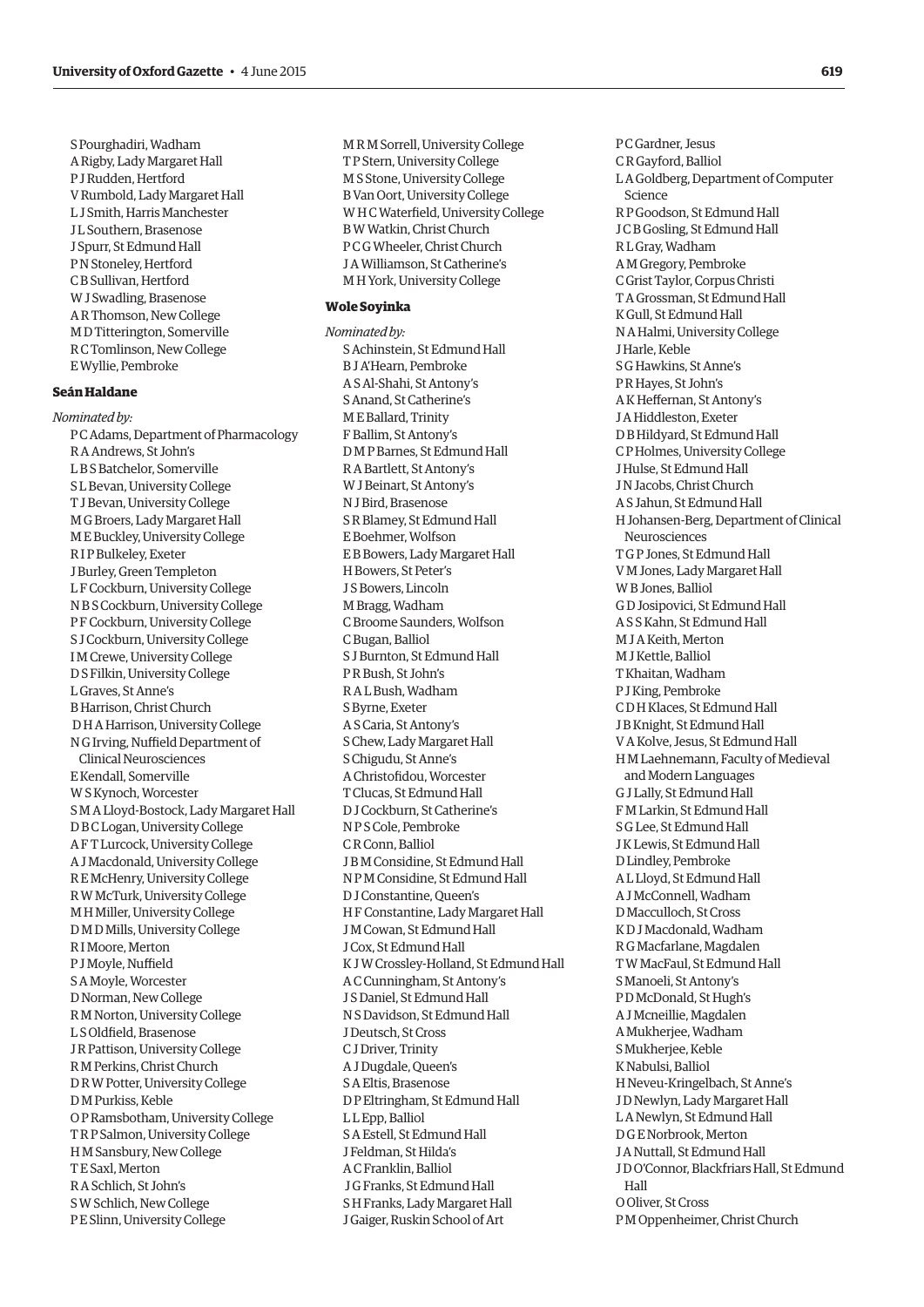S Pourghadiri, Wadham
A Rigby, Lady Margaret Hall
P J Rudden, Hertford
V Rumbold, Lady Margaret Hall
L J Smith, Harris Manchester
J L Southern, Brasenose
J Spurr, St Edmund Hall
P N Stoneley, Hertford
C B Sullivan, Hertford
W J Swadling, Brasenose
A R Thomson, New College
M D Titterington, Somerville
R C Tomlinson, New College
E Wyllie, Pembroke

**Seán Haldane**

*Nominated by:*

P C Adams, Department of Pharmacology
R A Andrews, St John's
L B S Batchelor, Somerville
S L Bevan, University College
T J Bevan, University College
M G Broers, Lady Margaret Hall
M E Buckley, University College
R I P Bulkeley, Exeter
J Burley, Green Templeton
L F Cockburn, University College
N B S Cockburn, University College
P F Cockburn, University College
S J Cockburn, University College
I M Crewe, University College
D S Filkin, University College
L Graves, St Anne's
B Harrison, Christ Church
D H A Harrison, University College
N G Irving, Nuffield Department of Clinical Neurosciences
E Kendall, Somerville
W S Kynoch, Worcester
S M A Lloyd-Bostock, Lady Margaret Hall
D B C Logan, University College
A F T Lurcock, University College
A J Macdonald, University College
R E McHenry, University College
R W McTurk, University College
M H Miller, University College
D M D Mills, University College
R I Moore, Merton
P J Moyle, Nuffield
S A Moyle, Worcester
D Norman, New College
R M Norton, University College
L S Oldfield, Brasenose
J R Pattison, University College
R M Perkins, Christ Church
D R W Potter, University College
D M Purkiss, Keble
O P Ramsbotham, University College
T R P Salmon, University College
H M Sansbury, New College
T E Saxl, Merton
R A Schlich, St John's
S W Schlich, New College
P E Slinn, University College
M R M Sorrell, University College
T P Stern, University College
M S Stone, University College
B Van Oort, University College
W H C Waterfield, University College
B W Watkin, Christ Church
P C G Wheeler, Christ Church
J A Williamson, St Catherine's
M H York, University College

**Wole Soyinka**

*Nominated by:*

S Achinstein, St Edmund Hall
B J A'Hearn, Pembroke
A S Al-Shahi, St Antony's
S Anand, St Catherine's
M E Ballard, Trinity
F Ballim, St Antony's
D M P Barnes, St Edmund Hall
R A Bartlett, St Antony's
W J Beinart, St Antony's
N J Bird, Brasenose
S R Blamey, St Edmund Hall
E Boehmer, Wolfson
E B Bowers, Lady Margaret Hall
H Bowers, St Peter's
J S Bowers, Lincoln
M Bragg, Wadham
C Broome Saunders, Wolfson
C Bugan, Balliol
S J Burnton, St Edmund Hall
P R Bush, St John's
R A L Bush, Wadham
S Byrne, Exeter
A S Caria, St Antony's
S Chew, Lady Margaret Hall
S Chigudu, St Anne's
A Christofidou, Worcester
T Clucas, St Edmund Hall
D J Cockburn, St Catherine's
N P S Cole, Pembroke
C R Conn, Balliol
J B M Considine, St Edmund Hall
N P M Considine, St Edmund Hall
D J Constantine, Queen's
H F Constantine, Lady Margaret Hall
J M Cowan, St Edmund Hall
J Cox, St Edmund Hall
K J W Crossley-Holland, St Edmund Hall
A C Cunningham, St Antony's
J S Daniel, St Edmund Hall
N S Davidson, St Edmund Hall
J Deutsch, St Cross
C J Driver, Trinity
A J Dugdale, Queen's
S A Eltis, Brasenose
D P Eltringham, St Edmund Hall
L L Epp, Balliol
S A Estell, St Edmund Hall
J Feldman, St Hilda's
A C Franklin, Balliol
J G Franks, St Edmund Hall
S H Franks, Lady Margaret Hall
J Gaiger, Ruskin School of Art
P C Gardner, Jesus
C R Gayford, Balliol
L A Goldberg, Department of Computer Science
R P Goodson, St Edmund Hall
J C B Gosling, St Edmund Hall
R L Gray, Wadham
A M Gregory, Pembroke
C Grist Taylor, Corpus Christi
T A Grossman, St Edmund Hall
K Gull, St Edmund Hall
N A Halmi, University College
J Harle, Keble
S G Hawkins, St Anne's
P R Hayes, St John's
A K Heffernan, St Antony's
J A Hiddleston, Exeter
D B Hildyard, St Edmund Hall
C P Holmes, University College
J Hulse, St Edmund Hall
J N Jacobs, Christ Church
A S Jahun, St Edmund Hall
H Johansen-Berg, Department of Clinical Neurosciences
T G P Jones, St Edmund Hall
V M Jones, Lady Margaret Hall
W B Jones, Balliol
G D Josipovici, St Edmund Hall
A S S Kahn, St Edmund Hall
M J A Keith, Merton
M J Kettle, Balliol
T Khaitan, Wadham
P J King, Pembroke
C D H Klaces, St Edmund Hall
J B Knight, St Edmund Hall
V A Kolve, Jesus, St Edmund Hall
H M Laehnemann, Faculty of Medieval and Modern Languages
G J Lally, St Edmund Hall
F M Larkin, St Edmund Hall
S G Lee, St Edmund Hall
J K Lewis, St Edmund Hall
D Lindley, Pembroke
A L Lloyd, St Edmund Hall
A J McConnell, Wadham
D Macculloch, St Cross
K D J Macdonald, Wadham
R G Macfarlane, Magdalen
T W MacFaul, St Edmund Hall
S Manoeli, St Antony's
P D McDonald, St Hugh's
A J Mcneillie, Magdalen
A Mukherjee, Wadham
S Mukherjee, Keble
K Nabulsi, Balliol
H Neveu-Kringelbach, St Anne's
J D Newlyn, Lady Margaret Hall
L A Newlyn, St Edmund Hall
D G E Norbrook, Merton
J A Nuttall, St Edmund Hall
J D O'Connor, Blackfriars Hall, St Edmund Hall
O Oliver, St Cross
P M Oppenheimer, Christ Church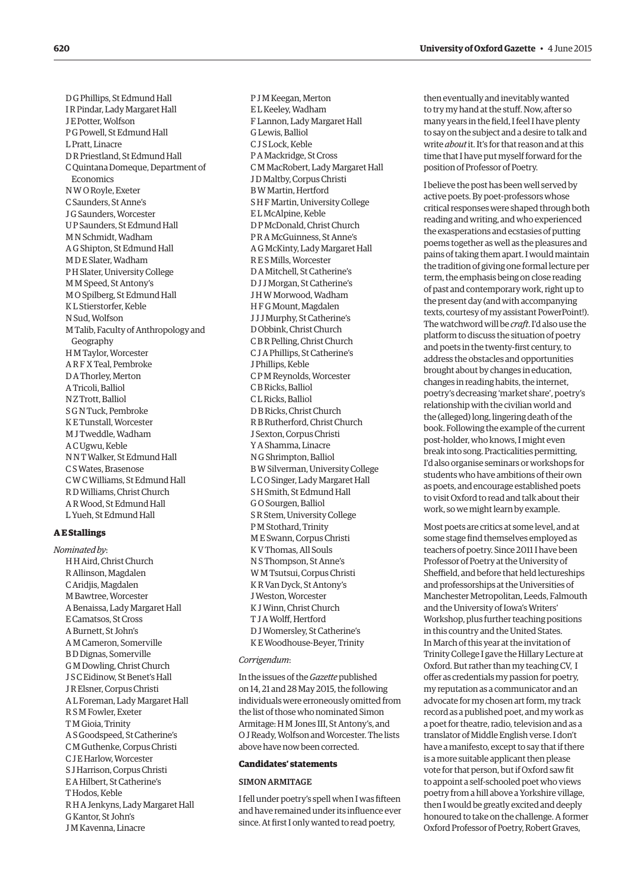D G Phillips, St Edmund Hall
I R Pindar, Lady Margaret Hall
J E Potter, Wolfson
P G Powell, St Edmund Hall
L Pratt, Linacre
D R Priestland, St Edmund Hall
C Quintana Domeque, Department of Economics
N W O Royle, Exeter
C Saunders, St Anne's
J G Saunders, Worcester
U P Saunders, St Edmund Hall
M N Schmidt, Wadham
A G Shipton, St Edmund Hall
M D E Slater, Wadham
P H Slater, University College
M M Speed, St Antony's
M O Spilberg, St Edmund Hall
K L Stierstorfer, Keble
N Sud, Wolfson
M Talib, Faculty of Anthropology and Geography
H M Taylor, Worcester
A R F X Teal, Pembroke
D A Thorley, Merton
A Tricoli, Balliol
N Z Trott, Balliol
S G N Tuck, Pembroke
K E Tunstall, Worcester
M J Tweddle, Wadham
A C Ugwu, Keble
N N T Walker, St Edmund Hall
C S Wates, Brasenose
C W C Williams, St Edmund Hall
R D Williams, Christ Church
A R Wood, St Edmund Hall
L Yueh, St Edmund Hall

**A E Stallings**

*Nominated by*:

H H Aird, Christ Church
R Allinson, Magdalen
C Aridjis, Magdalen
M Bawtree, Worcester
A Benaissa, Lady Margaret Hall
E Camatsos, St Cross
A Burnett, St John's
A M Cameron, Somerville
B D Dignas, Somerville
G M Dowling, Christ Church
J S C Eidinow, St Benet's Hall
J R Elsner, Corpus Christi
A L Foreman, Lady Margaret Hall
R S M Fowler, Exeter
T M Gioia, Trinity
A S Goodspeed, St Catherine's
C M Guthenke, Corpus Christi
C J E Harlow, Worcester
S J Harrison, Corpus Christi
E A Hilbert, St Catherine's
T Hodos, Keble
R H A Jenkyns, Lady Margaret Hall
G Kantor, St John's
J M Kavenna, Linacre
P J M Keegan, Merton
E L Keeley, Wadham
F Lannon, Lady Margaret Hall
G Lewis, Balliol
C J S Lock, Keble
P A Mackridge, St Cross
C M MacRobert, Lady Margaret Hall
J D Maltby, Corpus Christi
B W Martin, Hertford
S H F Martin, University College
E L McAlpine, Keble
D P McDonald, Christ Church
P R A McGuinness, St Anne's
A G McKinty, Lady Margaret Hall
R E S Mills, Worcester
D A Mitchell, St Catherine's
D J J Morgan, St Catherine's
J H W Morwood, Wadham
H F G Mount, Magdalen
J J J Murphy, St Catherine's
D Obbink, Christ Church
C B R Pelling, Christ Church
C J A Phillips, St Catherine's
J Phillips, Keble
C P M Reynolds, Worcester
C B Ricks, Balliol
C L Ricks, Balliol
D B Ricks, Christ Church
R B Rutherford, Christ Church
J Sexton, Corpus Christi
Y A Shamma, Linacre
N G Shrimpton, Balliol
B W Silverman, University College
L C O Singer, Lady Margaret Hall
S H Smith, St Edmund Hall
G O Sourgen, Balliol
S R Stem, University College
P M Stothard, Trinity
M E Swann, Corpus Christi
K V Thomas, All Souls
N S Thompson, St Anne's
W M Tsutsui, Corpus Christi
K R Van Dyck, St Antony's
J Weston, Worcester
K J Winn, Christ Church
T J A Wolff, Hertford
D J Womersley, St Catherine's
K E Woodhouse-Beyer, Trinity

*Corrigendum*:

In the issues of the *Gazette* published on 14, 21 and 28 May 2015, the following individuals were erroneously omitted from the list of those who nominated Simon Armitage: H M Jones III, St Antony's, and O J Ready, Wolfson and Worcester. The lists above have now been corrected.

## Candidates' statements

### SIMON ARMITAGE

I fell under poetry's spell when I was fifteen and have remained under its influence ever since. At first I only wanted to read poetry, then eventually and inevitably wanted to try my hand at the stuff. Now, after so many years in the field, I feel I have plenty to say on the subject and a desire to talk and write *about* it. It's for that reason and at this time that I have put myself forward for the position of Professor of Poetry.

I believe the post has been well served by active poets. By poet-professors whose critical responses were shaped through both reading and writing, and who experienced the exasperations and ecstasies of putting poems together as well as the pleasures and pains of taking them apart. I would maintain the tradition of giving one formal lecture per term, the emphasis being on close reading of past and contemporary work, right up to the present day (and with accompanying texts, courtesy of my assistant PowerPoint!). The watchword will be *craft*. I'd also use the platform to discuss the situation of poetry and poets in the twenty-first century, to address the obstacles and opportunities brought about by changes in education, changes in reading habits, the internet, poetry's decreasing 'market share', poetry's relationship with the civilian world and the (alleged) long, lingering death of the book. Following the example of the current post-holder, who knows, I might even break into song. Practicalities permitting, I'd also organise seminars or workshops for students who have ambitions of their own as poets, and encourage established poets to visit Oxford to read and talk about their work, so we might learn by example.

Most poets are critics at some level, and at some stage find themselves employed as teachers of poetry. Since 2011 I have been Professor of Poetry at the University of Sheffield, and before that held lectureships and professorships at the Universities of Manchester Metropolitan, Leeds, Falmouth and the University of Iowa's Writers' Workshop, plus further teaching positions in this country and the United States. In March of this year at the invitation of Trinity College I gave the Hillary Lecture at Oxford. But rather than my teaching CV, I offer as credentials my passion for poetry, my reputation as a communicator and an advocate for my chosen art form, my track record as a published poet, and my work as a poet for theatre, radio, television and as a translator of Middle English verse. I don't have a manifesto, except to say that if there is a more suitable applicant then please vote for that person, but if Oxford saw fit to appoint a self-schooled poet who views poetry from a hill above a Yorkshire village, then I would be greatly excited and deeply honoured to take on the challenge. A former Oxford Professor of Poetry, Robert Graves,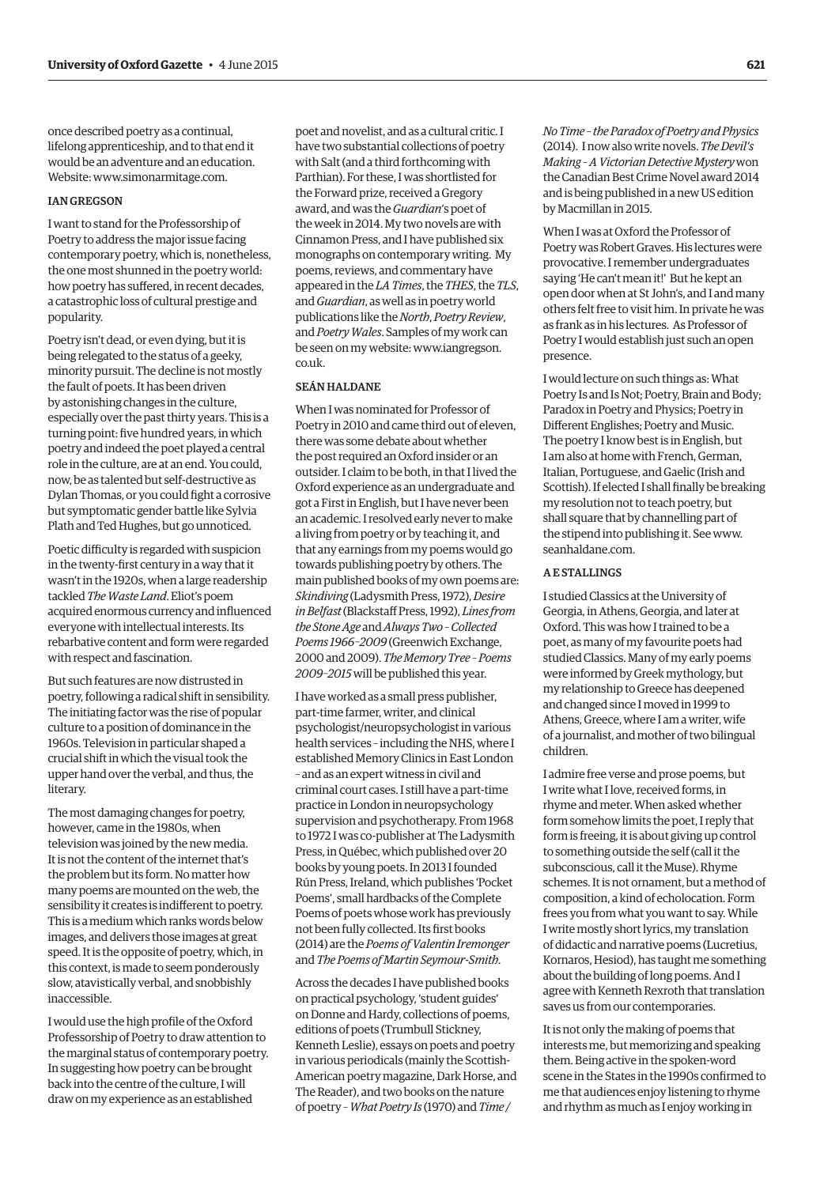once described poetry as a continual, lifelong apprenticeship, and to that end it would be an adventure and an education. Website: www.simonarmitage.com.

### IAN GREGSON

I want to stand for the Professorship of Poetry to address the major issue facing contemporary poetry, which is, nonetheless, the one most shunned in the poetry world: how poetry has suffered, in recent decades, a catastrophic loss of cultural prestige and popularity.

Poetry isn't dead, or even dying, but it is being relegated to the status of a geeky, minority pursuit. The decline is not mostly the fault of poets. It has been driven by astonishing changes in the culture, especially over the past thirty years. This is a turning point: five hundred years, in which poetry and indeed the poet played a central role in the culture, are at an end. You could, now, be as talented but self-destructive as Dylan Thomas, or you could fight a corrosive but symptomatic gender battle like Sylvia Plath and Ted Hughes, but go unnoticed.

Poetic difficulty is regarded with suspicion in the twenty-first century in a way that it wasn't in the 1920s, when a large readership tackled *The Waste Land*. Eliot's poem acquired enormous currency and influenced everyone with intellectual interests. Its rebarbative content and form were regarded with respect and fascination.

But such features are now distrusted in poetry, following a radical shift in sensibility. The initiating factor was the rise of popular culture to a position of dominance in the 1960s. Television in particular shaped a crucial shift in which the visual took the upper hand over the verbal, and thus, the literary.

The most damaging changes for poetry, however, came in the 1980s, when television was joined by the new media. It is not the content of the internet that's the problem but its form. No matter how many poems are mounted on the web, the sensibility it creates is indifferent to poetry. This is a medium which ranks words below images, and delivers those images at great speed. It is the opposite of poetry, which, in this context, is made to seem ponderously slow, atavistically verbal, and snobbishly inaccessible.

I would use the high profile of the Oxford Professorship of Poetry to draw attention to the marginal status of contemporary poetry. In suggesting how poetry can be brought back into the centre of the culture, I will draw on my experience as an established poet and novelist, and as a cultural critic. I have two substantial collections of poetry with Salt (and a third forthcoming with Parthian). For these, I was shortlisted for the Forward prize, received a Gregory award, and was the *Guardian*'s poet of the week in 2014. My two novels are with Cinnamon Press, and I have published six monographs on contemporary writing. My poems, reviews, and commentary have appeared in the *LA Times*, the *THES*, the *TLS*, and *Guardian*, as well as in poetry world publications like the *North*, *Poetry Review*, and *Poetry Wales*. Samples of my work can be seen on my website: www.iangregson.co.uk.

### SEÁN HALDANE

When I was nominated for Professor of Poetry in 2010 and came third out of eleven, there was some debate about whether the post required an Oxford insider or an outsider. I claim to be both, in that I lived the Oxford experience as an undergraduate and got a First in English, but I have never been an academic. I resolved early never to make a living from poetry or by teaching it, and that any earnings from my poems would go towards publishing poetry by others. The main published books of my own poems are: *Skindiving* (Ladysmith Press, 1972), *Desire in Belfast* (Blackstaff Press, 1992), *Lines from the Stone Age* and *Always Two – Collected Poems 1966–2009* (Greenwich Exchange, 2000 and 2009). *The Memory Tree – Poems 2009–2015* will be published this year.

I have worked as a small press publisher, part-time farmer, writer, and clinical psychologist/neuropsychologist in various health services – including the NHS, where I established Memory Clinics in East London – and as an expert witness in civil and criminal court cases. I still have a part-time practice in London in neuropsychology supervision and psychotherapy. From 1968 to 1972 I was co-publisher at The Ladysmith Press, in Québec, which published over 20 books by young poets. In 2013 I founded Rún Press, Ireland, which publishes 'Pocket Poems', small hardbacks of the Complete Poems of poets whose work has previously not been fully collected. Its first books (2014) are the *Poems of Valentin Iremonger* and *The Poems of Martin Seymour-Smith*.

Across the decades I have published books on practical psychology, 'student guides' on Donne and Hardy, collections of poems, editions of poets (Trumbull Stickney, Kenneth Leslie), essays on poets and poetry in various periodicals (mainly the Scottish-American poetry magazine, Dark Horse, and The Reader), and two books on the nature of poetry – *What Poetry Is* (1970) and *Time / No Time – the Paradox of Poetry and Physics* (2014). I now also write novels. *The Devil's Making – A Victorian Detective Mystery* won the Canadian Best Crime Novel award 2014 and is being published in a new US edition by Macmillan in 2015.

When I was at Oxford the Professor of Poetry was Robert Graves. His lectures were provocative. I remember undergraduates saying 'He can't mean it!' But he kept an open door when at St John's, and I and many others felt free to visit him. In private he was as frank as in his lectures. As Professor of Poetry I would establish just such an open presence.

I would lecture on such things as: What Poetry Is and Is Not; Poetry, Brain and Body; Paradox in Poetry and Physics; Poetry in Different Englishes; Poetry and Music. The poetry I know best is in English, but I am also at home with French, German, Italian, Portuguese, and Gaelic (Irish and Scottish). If elected I shall finally be breaking my resolution not to teach poetry, but shall square that by channelling part of the stipend into publishing it. See www.seanhaldane.com.

### A E STALLINGS

I studied Classics at the University of Georgia, in Athens, Georgia, and later at Oxford. This was how I trained to be a poet, as many of my favourite poets had studied Classics. Many of my early poems were informed by Greek mythology, but my relationship to Greece has deepened and changed since I moved in 1999 to Athens, Greece, where I am a writer, wife of a journalist, and mother of two bilingual children.

I admire free verse and prose poems, but I write what I love, received forms, in rhyme and meter. When asked whether form somehow limits the poet, I reply that form is freeing, it is about giving up control to something outside the self (call it the subconscious, call it the Muse). Rhyme schemes. It is not ornament, but a method of composition, a kind of echolocation. Form frees you from what you want to say. While I write mostly short lyrics, my translation of didactic and narrative poems (Lucretius, Kornaros, Hesiod), has taught me something about the building of long poems. And I agree with Kenneth Rexroth that translation saves us from our contemporaries.

It is not only the making of poems that interests me, but memorizing and speaking them. Being active in the spoken-word scene in the States in the 1990s confirmed to me that audiences enjoy listening to rhyme and rhythm as much as I enjoy working in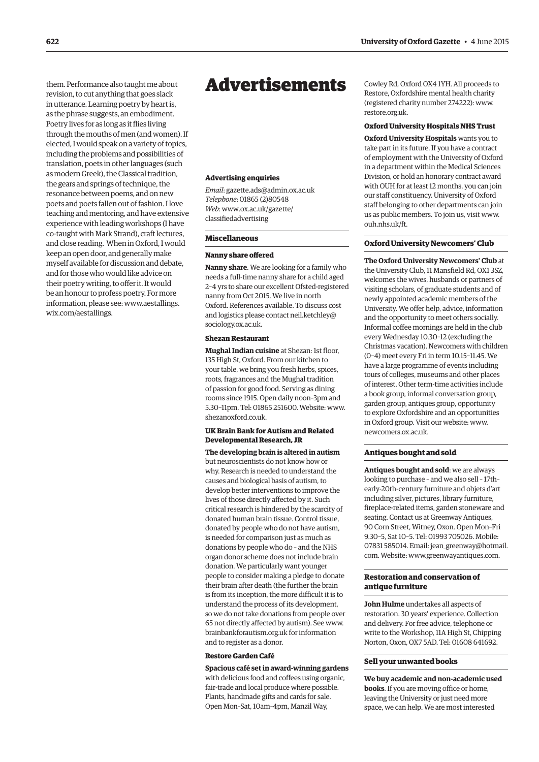them. Performance also taught me about revision, to cut anything that goes slack in utterance. Learning poetry by heart is, as the phrase suggests, an embodiment. Poetry lives for as long as it flies living through the mouths of men (and women). If elected, I would speak on a variety of topics, including the problems and possibilities of translation, poets in other languages (such as modern Greek), the Classical tradition, the gears and springs of technique, the resonance between poems, and on new poets and poets fallen out of fashion. I love teaching and mentoring, and have extensive experience with leading workshops (I have co-taught with Mark Strand), craft lectures, and close reading. When in Oxford, I would keep an open door, and generally make myself available for discussion and debate, and for those who would like advice on their poetry writing, to offer it. It would be an honour to profess poetry. For more information, please see: www.aestallings.wix.com/aestallings.

# Advertisements

### Advertising enquiries

*Email*: gazette.ads@admin.ox.ac.uk
*Telephone*: 01865 (2)80548
*Web*: www.ox.ac.uk/gazette/classifiedadvertising

## Miscellaneous

### Nanny share offered

**Nanny share**. We are looking for a family who needs a full-time nanny share for a child aged 2–4 yrs to share our excellent Ofsted-registered nanny from Oct 2015. We live in north Oxford. References available. To discuss cost and logistics please contact neil.ketchley@sociology.ox.ac.uk.

### Shezan Restaurant

**Mughal Indian cuisine** at Shezan: 1st floor, 135 High St, Oxford. From our kitchen to your table, we bring you fresh herbs, spices, roots, fragrances and the Mughal tradition of passion for good food. Serving as dining rooms since 1915. Open daily noon–3pm and 5.30–11pm. Tel: 01865 251600. Website: www.shezanoxford.co.uk.

### UK Brain Bank for Autism and Related Developmental Research, JR

**The developing brain is altered in autism** but neuroscientists do not know how or why. Research is needed to understand the causes and biological basis of autism, to develop better interventions to improve the lives of those directly affected by it. Such critical research is hindered by the scarcity of donated human brain tissue. Control tissue, donated by people who do not have autism, is needed for comparison just as much as donations by people who do – and the NHS organ donor scheme does not include brain donation. We particularly want younger people to consider making a pledge to donate their brain after death (the further the brain is from its inception, the more difficult it is to understand the process of its development, so we do not take donations from people over 65 not directly affected by autism). See www.brainbankforautism.org.uk for information and to register as a donor.

### Restore Garden Café

**Spacious café set in award-winning gardens** with delicious food and coffees using organic, fair-trade and local produce where possible. Plants, handmade gifts and cards for sale. Open Mon–Sat, 10am–4pm, Manzil Way, Cowley Rd, Oxford OX4 1YH. All proceeds to Restore, Oxfordshire mental health charity (registered charity number 274222): www.restore.org.uk.

### Oxford University Hospitals NHS Trust

**Oxford University Hospitals** wants you to take part in its future. If you have a contract of employment with the University of Oxford in a department within the Medical Sciences Division, or hold an honorary contract award with OUH for at least 12 months, you can join our staff constituency. University of Oxford staff belonging to other departments can join us as public members. To join us, visit www.ouh.nhs.uk/ft.

## Oxford University Newcomers' Club

**The Oxford University Newcomers' Club** at the University Club, 11 Mansfield Rd, OX1 3SZ, welcomes the wives, husbands or partners of visiting scholars, of graduate students and of newly appointed academic members of the University. We offer help, advice, information and the opportunity to meet others socially. Informal coffee mornings are held in the club every Wednesday 10.30–12 (excluding the Christmas vacation). Newcomers with children (0–4) meet every Fri in term 10.15–11.45. We have a large programme of events including tours of colleges, museums and other places of interest. Other term-time activities include a book group, informal conversation group, garden group, antiques group, opportunity to explore Oxfordshire and an opportunities in Oxford group. Visit our website: www.newcomers.ox.ac.uk.

## Antiques bought and sold

**Antiques bought and sold**: we are always looking to purchase – and we also sell – 17th–early-20th-century furniture and objets d'art including silver, pictures, library furniture, fireplace-related items, garden stoneware and seating. Contact us at Greenway Antiques, 90 Corn Street, Witney, Oxon. Open Mon–Fri 9.30–5, Sat 10–5. Tel: 01993 705026. Mobile: 07831 585014. Email: jean_greenway@hotmail.com. Website: www.greenwayantiques.com.

## Restoration and conservation of antique furniture

**John Hulme** undertakes all aspects of restoration. 30 years' experience. Collection and delivery. For free advice, telephone or write to the Workshop, 11A High St, Chipping Norton, Oxon, OX7 5AD. Tel: 01608 641692.

## Sell your unwanted books

**We buy academic and non-academic used books**. If you are moving office or home, leaving the University or just need more space, we can help. We are most interested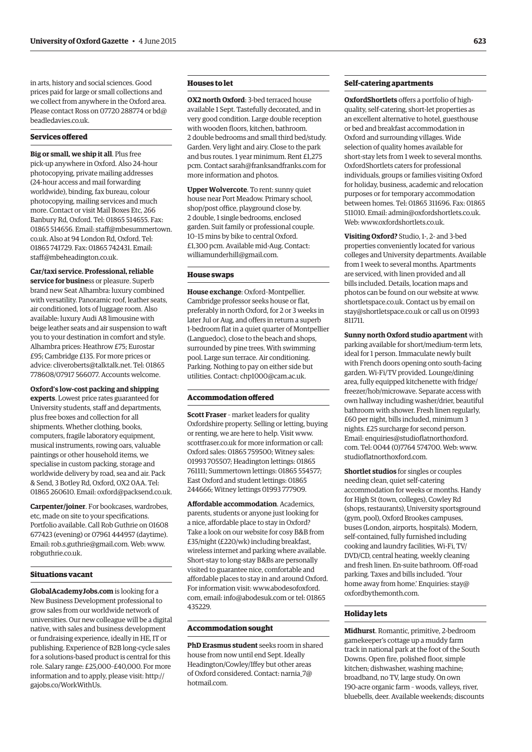in arts, history and social sciences. Good prices paid for large or small collections and we collect from anywhere in the Oxford area. Please contact Ross on 07720 288774 or bd@beadledavies.co.uk.

### Services offered

**Big or small, we ship it all**. Plus free pick-up anywhere in Oxford. Also 24-hour photocopying, private mailing addresses (24-hour access and mail forwarding worldwide), binding, fax bureau, colour photocopying, mailing services and much more. Contact or visit Mail Boxes Etc, 266 Banbury Rd, Oxford. Tel: 01865 514655. Fax: 01865 514656. Email: staff@mbesummertown.co.uk. Also at 94 London Rd, Oxford. Tel: 01865 741729. Fax: 01865 742431. Email: staff@mbeheadington.co.uk.

**Car/taxi service. Professional, reliable service for busine**ss or pleasure. Superb brand new Seat Alhambra: luxury combined with versatility. Panoramic roof, leather seats, air conditioned, lots of luggage room. Also available: luxury Audi A8 limousine with beige leather seats and air suspension to waft you to your destination in comfort and style. Alhambra prices: Heathrow £75; Eurostar £95; Cambridge £135. For more prices or advice: cliveroberts@talktalk.net. Tel: 01865 778608/07917 566077. Accounts welcome.

**Oxford's low-cost packing and shipping experts**. Lowest price rates guaranteed for University students, staff and departments, plus free boxes and collection for all shipments. Whether clothing, books, computers, fragile laboratory equipment, musical instruments, rowing oars, valuable paintings or other household items, we specialise in custom packing, storage and worldwide delivery by road, sea and air. Pack & Send, 3 Botley Rd, Oxford, OX2 0AA. Tel: 01865 260610. Email: oxford@packsend.co.uk.

**Carpenter/joiner**. For bookcases, wardrobes, etc, made on site to your specifications. Portfolio available. Call Rob Guthrie on 01608 677423 (evening) or 07961 444957 (daytime). Email: rob.s.guthrie@gmail.com. Web: www.robguthrie.co.uk.

### Situations vacant

**GlobalAcademyJobs.com** is looking for a New Business Development professional to grow sales from our worldwide network of universities. Our new colleague will be a digital native, with sales and business development or fundraising experience, ideally in HE, IT or publishing. Experience of B2B long-cycle sales for a solutions-based product is central for this role. Salary range: £25,000–£40,000. For more information and to apply, please visit: http://gajobs.co/WorkWithUs.

### Houses to let

**OX2 north Oxford**: 3-bed terraced house available 1 Sept. Tastefully decorated, and in very good condition. Large double reception with wooden floors, kitchen, bathroom. 2 double bedrooms and small third bed/study. Garden. Very light and airy. Close to the park and bus routes. 1 year minimum. Rent £1,275 pcm. Contact sarah@franksandfranks.com for more information and photos.

**Upper Wolvercote**. To rent: sunny quiet house near Port Meadow. Primary school, shop/post office, playground close by. 2 double, 1 single bedrooms, enclosed garden. Suit family or professional couple. 10–15 mins by bike to central Oxford. £1,300 pcm. Available mid-Aug. Contact: williamunderhill@gmail.com.

### House swaps

**House exchange**: Oxford–Montpellier. Cambridge professor seeks house or flat, preferably in north Oxford, for 2 or 3 weeks in later Jul or Aug, and offers in return a superb 1-bedroom flat in a quiet quarter of Montpellier (Languedoc), close to the beach and shops, surrounded by pine trees. With swimming pool. Large sun terrace. Air conditioning. Parking. Nothing to pay on either side but utilities. Contact: chp1000@cam.ac.uk.

### Accommodation offered

**Scott Fraser** – market leaders for quality Oxfordshire property. Selling or letting, buying or renting, we are here to help. Visit www.scottfraser.co.uk for more information or call: Oxford sales: 01865 759500; Witney sales: 01993 705507; Headington lettings: 01865 761111; Summertown lettings: 01865 554577; East Oxford and student lettings: 01865 244666; Witney lettings 01993 777909.

**Affordable accommodation**. Academics, parents, students or anyone just looking for a nice, affordable place to stay in Oxford? Take a look on our website for cosy B&B from £35/night (£220/wk) including breakfast, wireless internet and parking where available. Short-stay to long-stay B&Bs are personally visited to guarantee nice, comfortable and affordable places to stay in and around Oxford. For information visit: www.abodesofoxford.com, email: info@abodesuk.com or tel: 01865 435229.

### Accommodation sought

**PhD Erasmus student** seeks room in shared house from now until end Sept. Ideally Headington/Cowley/Iffey but other areas of Oxford considered. Contact: narnia_7@hotmail.com.

### Self-catering apartments

**OxfordShortlets** offers a portfolio of high-quality, self-catering, short-let properties as an excellent alternative to hotel, guesthouse or bed and breakfast accommodation in Oxford and surrounding villages. Wide selection of quality homes available for short-stay lets from 1 week to several months. OxfordShortlets caters for professional individuals, groups or families visiting Oxford for holiday, business, academic and relocation purposes or for temporary accommodation between homes. Tel: 01865 311696. Fax: 01865 511010. Email: admin@oxfordshortlets.co.uk. Web: www.oxfordshortlets.co.uk.

**Visiting Oxford?** Studio, 1-, 2- and 3-bed properties conveniently located for various colleges and University departments. Available from 1 week to several months. Apartments are serviced, with linen provided and all bills included. Details, location maps and photos can be found on our website at www.shortletspace.co.uk. Contact us by email on stay@shortletspace.co.uk or call us on 01993 811711.

**Sunny north Oxford studio apartment** with parking available for short/medium-term lets, ideal for 1 person. Immaculate newly built with French doors opening onto south-facing garden. Wi-Fi/TV provided. Lounge/dining area, fully equipped kitchenette with fridge/freezer/hob/microwave. Separate access with own hallway including washer/drier, beautiful bathroom with shower. Fresh linen regularly, £60 per night, bills included, minimum 3 nights. £25 surcharge for second person. Email: enquiries@studioflatnorthoxford.com. Tel: 0044 (0)7764 574700. Web: www.studioflatnorthoxford.com.

**Shortlet studios** for singles or couples needing clean, quiet self-catering accommodation for weeks or months. Handy for High St (town, colleges), Cowley Rd (shops, restaurants), University sportsground (gym, pool), Oxford Brookes campuses, buses (London, airports, hospitals). Modern, self-contained, fully furnished including cooking and laundry facilities, Wi-Fi, TV/DVD/CD, central heating, weekly cleaning and fresh linen. En-suite bathroom. Off-road parking. Taxes and bills included. 'Your home away from home.' Enquiries: stay@oxfordbythemonth.com.

### Holiday lets

**Midhurst**. Romantic, primitive, 2-bedroom gamekeeper's cottage up a muddy farm track in national park at the foot of the South Downs. Open fire, polished floor, simple kitchen; dishwasher, washing machine; broadband, no TV, large study. On own 190-acre organic farm – woods, valleys, river, bluebells, deer. Available weekends; discounts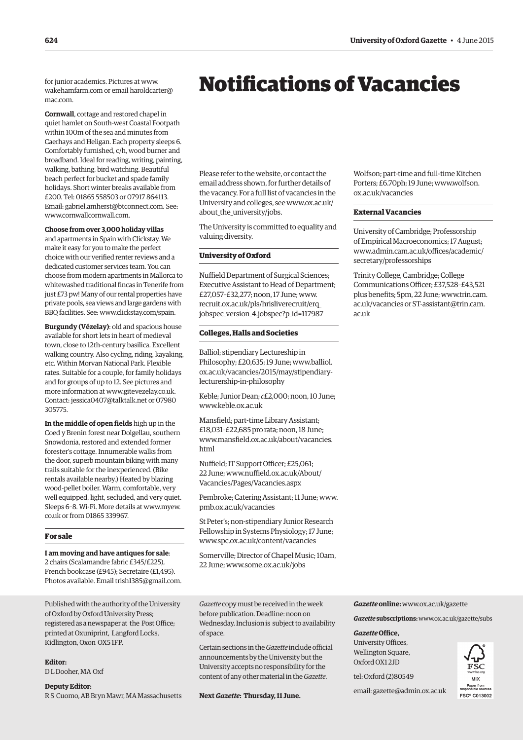for junior academics. Pictures at www.wakehamfarm.com or email haroldcarter@mac.com.

**Cornwall**, cottage and restored chapel in quiet hamlet on South-west Coastal Footpath within 100m of the sea and minutes from Caerhays and Heligan. Each property sleeps 6. Comfortably furnished, c/h, wood burner and broadband. Ideal for reading, writing, painting, walking, bathing, bird watching. Beautiful beach perfect for bucket and spade family holidays. Short winter breaks available from £200. Tel: 01865 558503 or 07917 864113. Email: gabriel.amherst@btconnect.com. See: www.cornwallcornwall.com.

**Choose from over 3,000 holiday villas** and apartments in Spain with Clickstay. We make it easy for you to make the perfect choice with our verified renter reviews and a dedicated customer services team. You can choose from modern apartments in Mallorca to whitewashed traditional fincas in Tenerife from just £73 pw! Many of our rental properties have private pools, sea views and large gardens with BBQ facilities. See: www.clickstay.com/spain.

**Burgundy (Vézelay)**: old and spacious house available for short lets in heart of medieval town, close to 12th-century basilica. Excellent walking country. Also cycling, riding, kayaking, etc. Within Morvan National Park. Flexible rates. Suitable for a couple, for family holidays and for groups of up to 12. See pictures and more information at www.gitevezelay.co.uk. Contact: jessica0407@talktalk.net or 07980 305775.

**In the middle of open fields** high up in the Coed y Brenin forest near Dolgellau, southern Snowdonia, restored and extended former forester's cottage. Innumerable walks from the door, superb mountain biking with many trails suitable for the inexperienced. (Bike rentals available nearby.) Heated by blazing wood-pellet boiler. Warm, comfortable, very well equipped, light, secluded, and very quiet. Sleeps 6–8. Wi-Fi. More details at www.myew.co.uk or from 01865 339967.

### For sale

**I am moving and have antiques for sale**: 2 chairs (Scalamandre fabric £345/£225), French bookcase (£945); Secretaire (£1,495). Photos available. Email trish1385@gmail.com.

# Notifications of Vacancies

Please refer to the website, or contact the email address shown, for further details of the vacancy. For a full list of vacancies in the University and colleges, see www.ox.ac.uk/about_the_university/jobs.

The University is committed to equality and valuing diversity.

### University of Oxford

Nuffield Department of Surgical Sciences; Executive Assistant to Head of Department; £27,057–£32,277; noon, 17 June; www.recruit.ox.ac.uk/pls/hrisliverecruit/erq_jobspec_version_4.jobspec?p_id=117987

### Colleges, Halls and Societies

Balliol; stipendiary Lectureship in Philosophy; £20,635; 19 June; www.balliol.ox.ac.uk/vacancies/2015/may/stipendiary-lecturership-in-philosophy

Keble; Junior Dean; *c*£2,000; noon, 10 June; www.keble.ox.ac.uk

Mansfield; part-time Library Assistant; £18,031–£22,685 pro rata; noon, 18 June; www.mansfield.ox.ac.uk/about/vacancies.html

Nuffield; IT Support Officer; £25,061; 22 June; www.nuffield.ox.ac.uk/About/Vacancies/Pages/Vacancies.aspx

Pembroke; Catering Assistant; 11 June; www.pmb.ox.ac.uk/vacancies

St Peter's; non-stipendiary Junior Research Fellowship in Systems Physiology; 17 June; www.spc.ox.ac.uk/content/vacancies

Somerville; Director of Chapel Music; 10am, 22 June; www.some.ox.ac.uk/jobs

Wolfson; part-time and full-time Kitchen Porters; £6.70ph; 19 June; www.wolfson.ox.ac.uk/vacancies

### External Vacancies

University of Cambridge; Professorship of Empirical Macroeconomics; 17 August; www.admin.cam.ac.uk/offices/academic/secretary/professorships

Trinity College, Cambridge; College Communications Officer; £37,528–£43,521 plus benefits; 5pm, 22 June; www.trin.cam.ac.uk/vacancies or ST-assistant@trin.cam.ac.uk

---

Published with the authority of the University of Oxford by Oxford University Press; registered as a newspaper at the Post Office; printed at Oxuniprint, Langford Locks, Kidlington, Oxon OX5 1FP.

**Editor:**
D L Dooher, MA Oxf

**Deputy Editor:**
R S Cuomo, AB Bryn Mawr, MA Massachusetts

*Gazette* copy must be received in the week before publication. Deadline: noon on Wednesday. Inclusion is subject to availability of space.

Certain sections in the *Gazette* include official announcements by the University but the University accepts no responsibility for the content of any other material in the *Gazette*.

**Next *Gazette*: Thursday, 11 June.**

***Gazette* online:** www.ox.ac.uk/gazette

***Gazette* subscriptions:** www.ox.ac.uk/gazette/subs

***Gazette* Office,**
University Offices,
Wellington Square,
Oxford OX1 2JD

tel: Oxford (2)80549

email: gazette@admin.ox.ac.uk

FSC www.fsc.org MIX Paper from responsible sources FSC® C013002